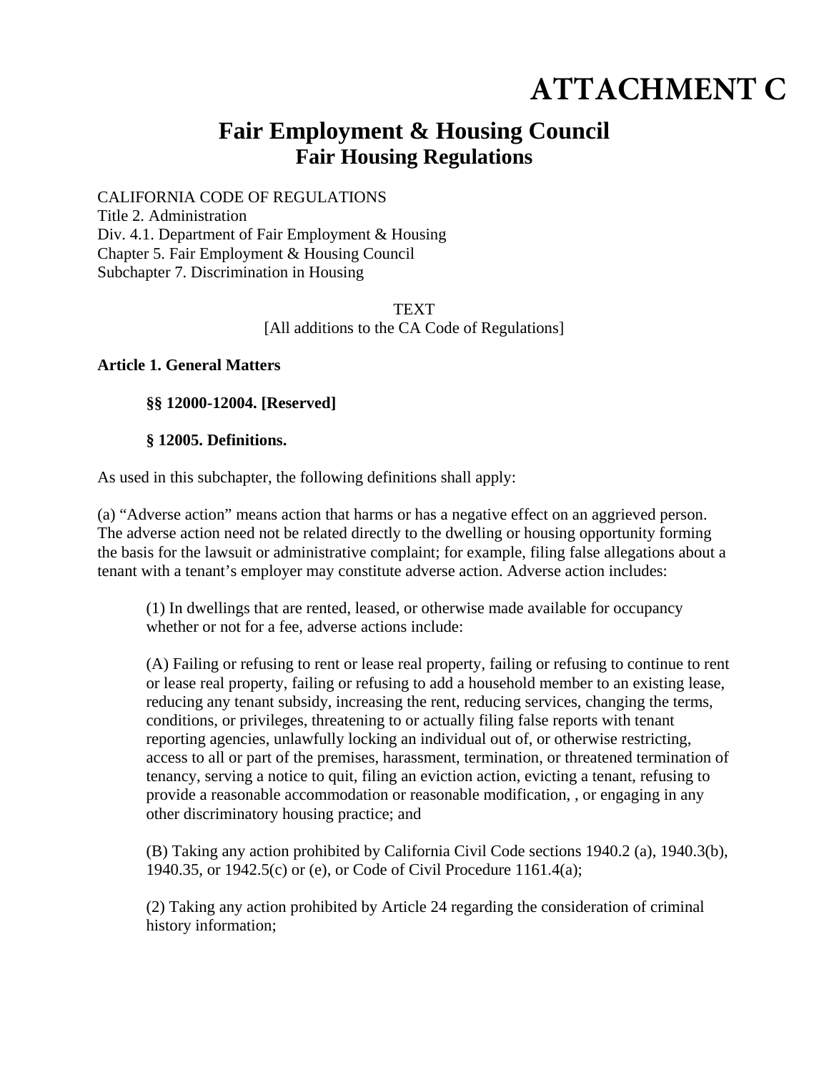# ATTACHMENT C

## Fair Employment & Housing Council
## Fair Housing Regulations

CALIFORNIA CODE OF REGULATIONS
Title 2. Administration
Div. 4.1. Department of Fair Employment & Housing
Chapter 5. Fair Employment & Housing Council
Subchapter 7. Discrimination in Housing

TEXT
[All additions to the CA Code of Regulations]

**Article 1. General Matters**

**§§ 12000-12004. [Reserved]**

**§ 12005. Definitions.**

As used in this subchapter, the following definitions shall apply:

(a) "Adverse action" means action that harms or has a negative effect on an aggrieved person. The adverse action need not be related directly to the dwelling or housing opportunity forming the basis for the lawsuit or administrative complaint; for example, filing false allegations about a tenant with a tenant's employer may constitute adverse action. Adverse action includes:

(1) In dwellings that are rented, leased, or otherwise made available for occupancy whether or not for a fee, adverse actions include:

(A) Failing or refusing to rent or lease real property, failing or refusing to continue to rent or lease real property, failing or refusing to add a household member to an existing lease, reducing any tenant subsidy, increasing the rent, reducing services, changing the terms, conditions, or privileges, threatening to or actually filing false reports with tenant reporting agencies, unlawfully locking an individual out of, or otherwise restricting, access to all or part of the premises, harassment, termination, or threatened termination of tenancy, serving a notice to quit, filing an eviction action, evicting a tenant, refusing to provide a reasonable accommodation or reasonable modification, , or engaging in any other discriminatory housing practice; and

(B) Taking any action prohibited by California Civil Code sections 1940.2 (a), 1940.3(b), 1940.35, or 1942.5(c) or (e), or Code of Civil Procedure 1161.4(a);

(2) Taking any action prohibited by Article 24 regarding the consideration of criminal history information;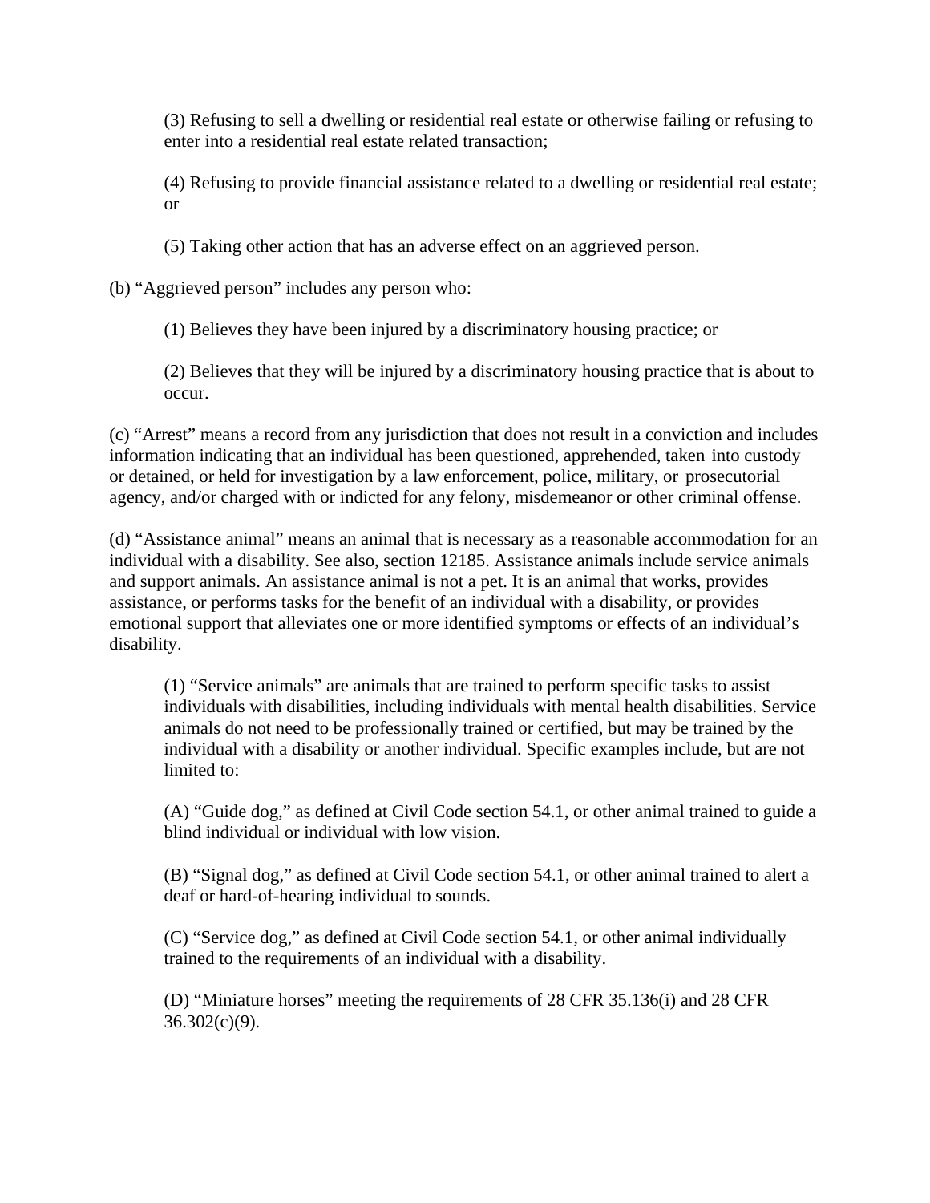(3) Refusing to sell a dwelling or residential real estate or otherwise failing or refusing to enter into a residential real estate related transaction;

(4) Refusing to provide financial assistance related to a dwelling or residential real estate; or

(5) Taking other action that has an adverse effect on an aggrieved person.

(b) "Aggrieved person" includes any person who:

(1) Believes they have been injured by a discriminatory housing practice; or

(2) Believes that they will be injured by a discriminatory housing practice that is about to occur.

(c) "Arrest" means a record from any jurisdiction that does not result in a conviction and includes information indicating that an individual has been questioned, apprehended, taken into custody or detained, or held for investigation by a law enforcement, police, military, or prosecutorial agency, and/or charged with or indicted for any felony, misdemeanor or other criminal offense.

(d) "Assistance animal" means an animal that is necessary as a reasonable accommodation for an individual with a disability. See also, section 12185. Assistance animals include service animals and support animals. An assistance animal is not a pet. It is an animal that works, provides assistance, or performs tasks for the benefit of an individual with a disability, or provides emotional support that alleviates one or more identified symptoms or effects of an individual's disability.

(1) "Service animals" are animals that are trained to perform specific tasks to assist individuals with disabilities, including individuals with mental health disabilities. Service animals do not need to be professionally trained or certified, but may be trained by the individual with a disability or another individual. Specific examples include, but are not limited to:

(A) "Guide dog," as defined at Civil Code section 54.1, or other animal trained to guide a blind individual or individual with low vision.

(B) "Signal dog," as defined at Civil Code section 54.1, or other animal trained to alert a deaf or hard-of-hearing individual to sounds.

(C) "Service dog," as defined at Civil Code section 54.1, or other animal individually trained to the requirements of an individual with a disability.

(D) "Miniature horses" meeting the requirements of 28 CFR 35.136(i) and 28 CFR 36.302(c)(9).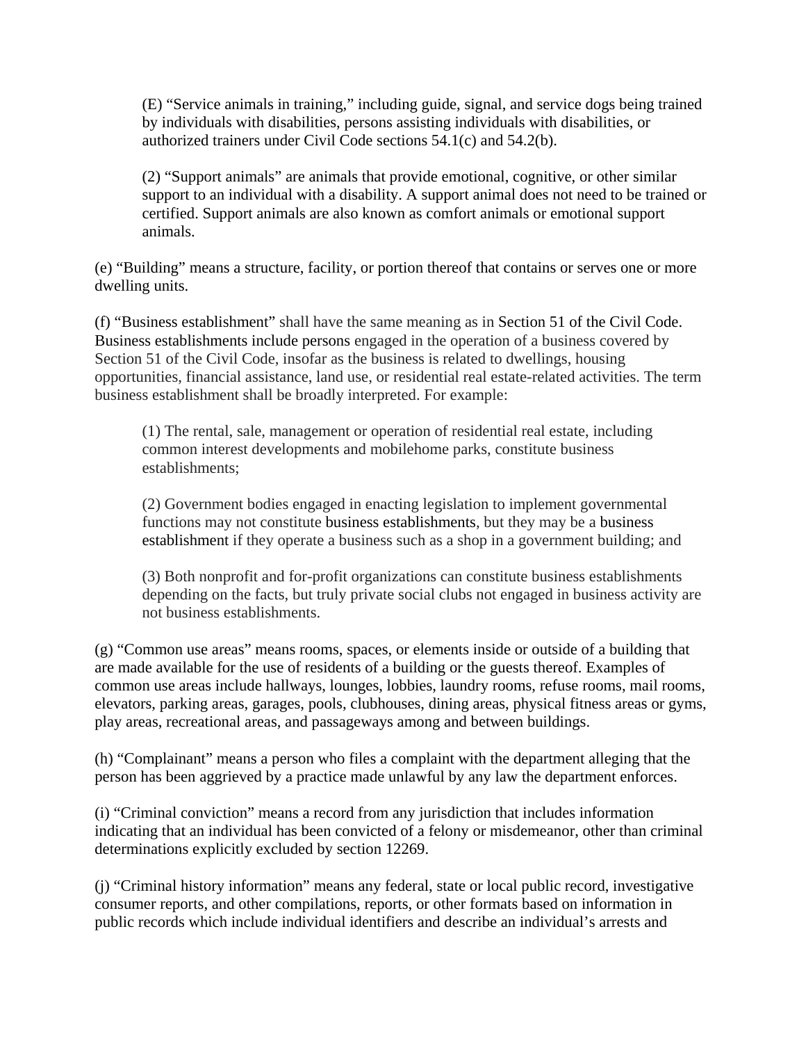(E) “Service animals in training,” including guide, signal, and service dogs being trained by individuals with disabilities, persons assisting individuals with disabilities, or authorized trainers under Civil Code sections 54.1(c) and 54.2(b).

(2) “Support animals” are animals that provide emotional, cognitive, or other similar support to an individual with a disability. A support animal does not need to be trained or certified. Support animals are also known as comfort animals or emotional support animals.

(e) “Building” means a structure, facility, or portion thereof that contains or serves one or more dwelling units.

(f) “Business establishment” shall have the same meaning as in Section 51 of the Civil Code. Business establishments include persons engaged in the operation of a business covered by Section 51 of the Civil Code, insofar as the business is related to dwellings, housing opportunities, financial assistance, land use, or residential real estate-related activities. The term business establishment shall be broadly interpreted. For example:

(1) The rental, sale, management or operation of residential real estate, including common interest developments and mobilehome parks, constitute business establishments;

(2) Government bodies engaged in enacting legislation to implement governmental functions may not constitute business establishments, but they may be a business establishment if they operate a business such as a shop in a government building; and

(3) Both nonprofit and for-profit organizations can constitute business establishments depending on the facts, but truly private social clubs not engaged in business activity are not business establishments.

(g) “Common use areas” means rooms, spaces, or elements inside or outside of a building that are made available for the use of residents of a building or the guests thereof. Examples of common use areas include hallways, lounges, lobbies, laundry rooms, refuse rooms, mail rooms, elevators, parking areas, garages, pools, clubhouses, dining areas, physical fitness areas or gyms, play areas, recreational areas, and passageways among and between buildings.

(h) “Complainant” means a person who files a complaint with the department alleging that the person has been aggrieved by a practice made unlawful by any law the department enforces.

(i) “Criminal conviction” means a record from any jurisdiction that includes information indicating that an individual has been convicted of a felony or misdemeanor, other than criminal determinations explicitly excluded by section 12269.

(j) “Criminal history information” means any federal, state or local public record, investigative consumer reports, and other compilations, reports, or other formats based on information in public records which include individual identifiers and describe an individual’s arrests and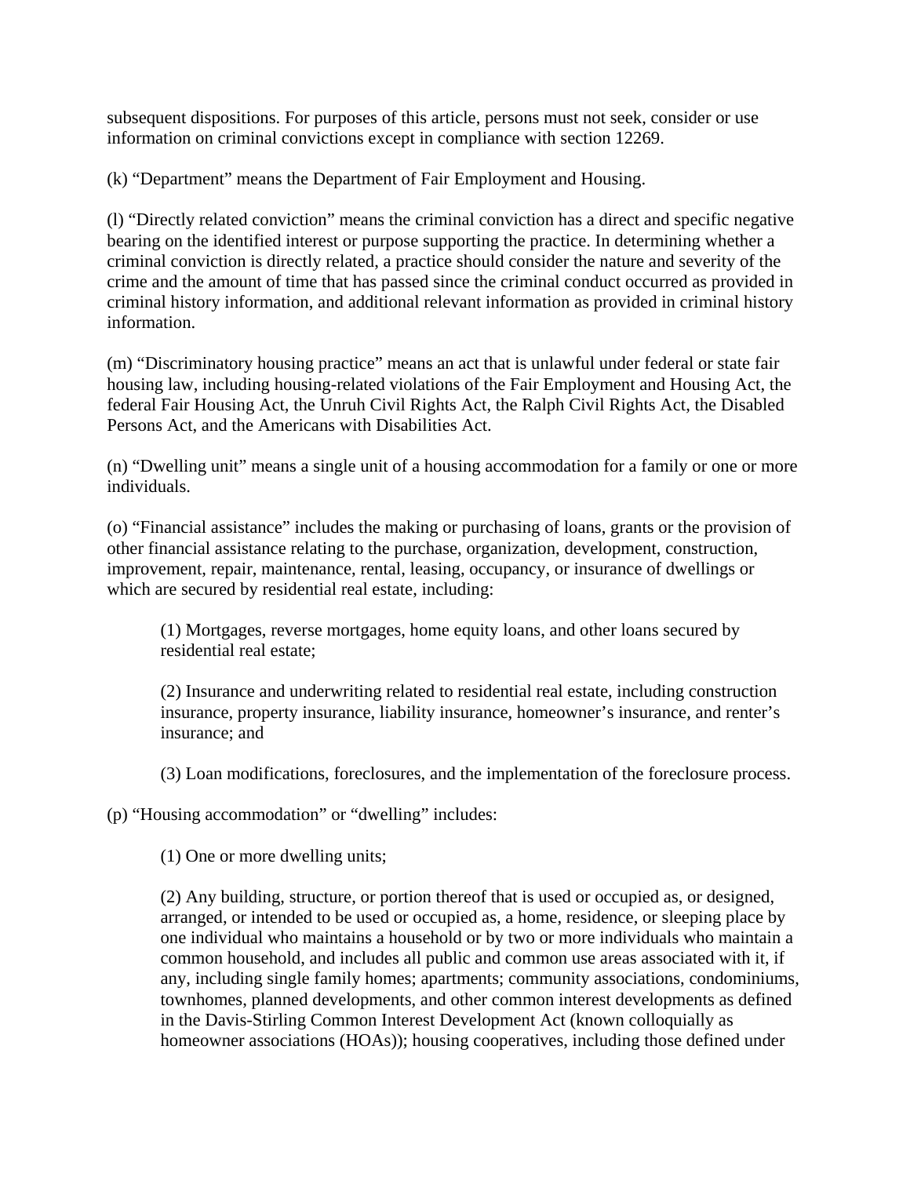subsequent dispositions. For purposes of this article, persons must not seek, consider or use information on criminal convictions except in compliance with section 12269.

(k) “Department” means the Department of Fair Employment and Housing.

(l) “Directly related conviction” means the criminal conviction has a direct and specific negative bearing on the identified interest or purpose supporting the practice. In determining whether a criminal conviction is directly related, a practice should consider the nature and severity of the crime and the amount of time that has passed since the criminal conduct occurred as provided in criminal history information, and additional relevant information as provided in criminal history information.

(m) “Discriminatory housing practice” means an act that is unlawful under federal or state fair housing law, including housing-related violations of the Fair Employment and Housing Act, the federal Fair Housing Act, the Unruh Civil Rights Act, the Ralph Civil Rights Act, the Disabled Persons Act, and the Americans with Disabilities Act.

(n) “Dwelling unit” means a single unit of a housing accommodation for a family or one or more individuals.

(o) “Financial assistance” includes the making or purchasing of loans, grants or the provision of other financial assistance relating to the purchase, organization, development, construction, improvement, repair, maintenance, rental, leasing, occupancy, or insurance of dwellings or which are secured by residential real estate, including:

> (1) Mortgages, reverse mortgages, home equity loans, and other loans secured by residential real estate;
>
> (2) Insurance and underwriting related to residential real estate, including construction insurance, property insurance, liability insurance, homeowner’s insurance, and renter’s insurance; and
>
> (3) Loan modifications, foreclosures, and the implementation of the foreclosure process.

(p) “Housing accommodation” or “dwelling” includes:

> (1) One or more dwelling units;
>
> (2) Any building, structure, or portion thereof that is used or occupied as, or designed, arranged, or intended to be used or occupied as, a home, residence, or sleeping place by one individual who maintains a household or by two or more individuals who maintain a common household, and includes all public and common use areas associated with it, if any, including single family homes; apartments; community associations, condominiums, townhomes, planned developments, and other common interest developments as defined in the Davis-Stirling Common Interest Development Act (known colloquially as homeowner associations (HOAs)); housing cooperatives, including those defined under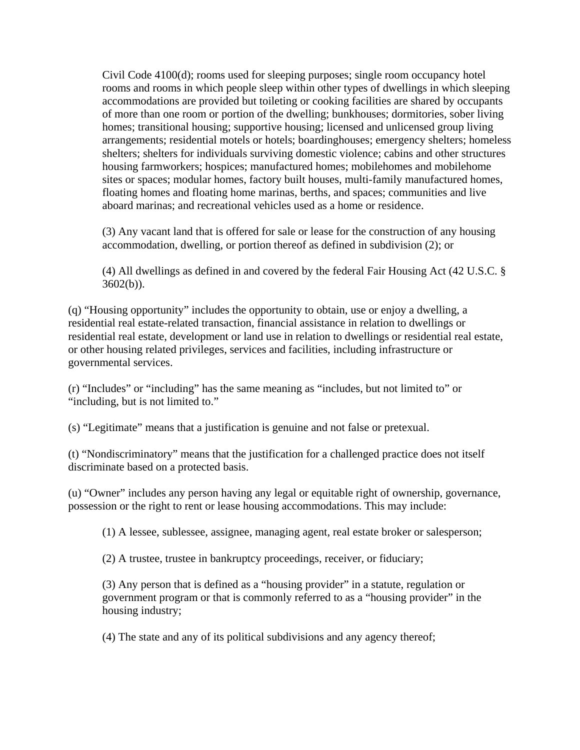Civil Code 4100(d); rooms used for sleeping purposes; single room occupancy hotel rooms and rooms in which people sleep within other types of dwellings in which sleeping accommodations are provided but toileting or cooking facilities are shared by occupants of more than one room or portion of the dwelling; bunkhouses; dormitories, sober living homes; transitional housing; supportive housing; licensed and unlicensed group living arrangements; residential motels or hotels; boardinghouses; emergency shelters; homeless shelters; shelters for individuals surviving domestic violence; cabins and other structures housing farmworkers; hospices; manufactured homes; mobilehomes and mobilehome sites or spaces; modular homes, factory built houses, multi-family manufactured homes, floating homes and floating home marinas, berths, and spaces; communities and live aboard marinas; and recreational vehicles used as a home or residence.

(3) Any vacant land that is offered for sale or lease for the construction of any housing accommodation, dwelling, or portion thereof as defined in subdivision (2); or

(4) All dwellings as defined in and covered by the federal Fair Housing Act (42 U.S.C. § 3602(b)).

(q) "Housing opportunity" includes the opportunity to obtain, use or enjoy a dwelling, a residential real estate-related transaction, financial assistance in relation to dwellings or residential real estate, development or land use in relation to dwellings or residential real estate, or other housing related privileges, services and facilities, including infrastructure or governmental services.

(r) "Includes" or "including" has the same meaning as "includes, but not limited to" or "including, but is not limited to."

(s) "Legitimate" means that a justification is genuine and not false or pretexual.

(t) "Nondiscriminatory" means that the justification for a challenged practice does not itself discriminate based on a protected basis.

(u) "Owner" includes any person having any legal or equitable right of ownership, governance, possession or the right to rent or lease housing accommodations. This may include:

(1) A lessee, sublessee, assignee, managing agent, real estate broker or salesperson;

(2) A trustee, trustee in bankruptcy proceedings, receiver, or fiduciary;

(3) Any person that is defined as a "housing provider" in a statute, regulation or government program or that is commonly referred to as a "housing provider" in the housing industry;

(4) The state and any of its political subdivisions and any agency thereof;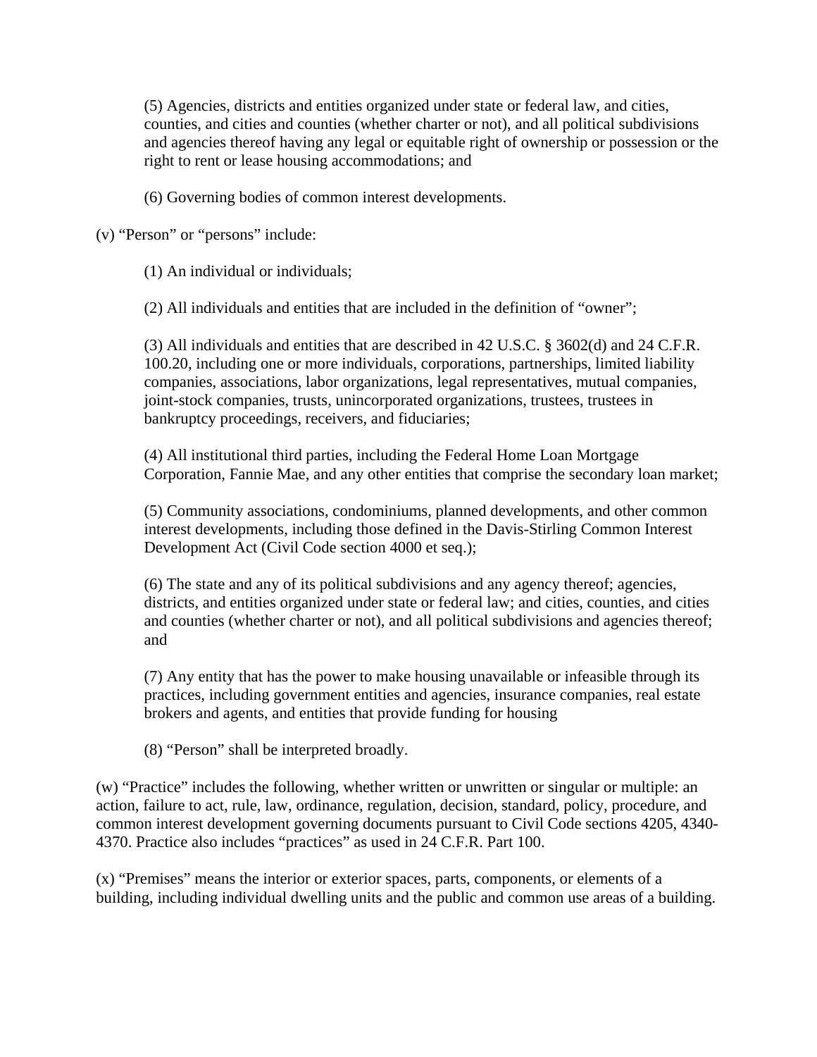(5) Agencies, districts and entities organized under state or federal law, and cities, counties, and cities and counties (whether charter or not), and all political subdivisions and agencies thereof having any legal or equitable right of ownership or possession or the right to rent or lease housing accommodations; and

(6) Governing bodies of common interest developments.

(v) “Person” or “persons” include:

(1) An individual or individuals;

(2) All individuals and entities that are included in the definition of “owner”;

(3) All individuals and entities that are described in 42 U.S.C. § 3602(d) and 24 C.F.R. 100.20, including one or more individuals, corporations, partnerships, limited liability companies, associations, labor organizations, legal representatives, mutual companies, joint-stock companies, trusts, unincorporated organizations, trustees, trustees in bankruptcy proceedings, receivers, and fiduciaries;

(4) All institutional third parties, including the Federal Home Loan Mortgage Corporation, Fannie Mae, and any other entities that comprise the secondary loan market;

(5) Community associations, condominiums, planned developments, and other common interest developments, including those defined in the Davis-Stirling Common Interest Development Act (Civil Code section 4000 et seq.);

(6) The state and any of its political subdivisions and any agency thereof; agencies, districts, and entities organized under state or federal law; and cities, counties, and cities and counties (whether charter or not), and all political subdivisions and agencies thereof; and

(7) Any entity that has the power to make housing unavailable or infeasible through its practices, including government entities and agencies, insurance companies, real estate brokers and agents, and entities that provide funding for housing

(8) “Person” shall be interpreted broadly.

(w) “Practice” includes the following, whether written or unwritten or singular or multiple: an action, failure to act, rule, law, ordinance, regulation, decision, standard, policy, procedure, and common interest development governing documents pursuant to Civil Code sections 4205, 4340-4370. Practice also includes “practices” as used in 24 C.F.R. Part 100.

(x) “Premises” means the interior or exterior spaces, parts, components, or elements of a building, including individual dwelling units and the public and common use areas of a building.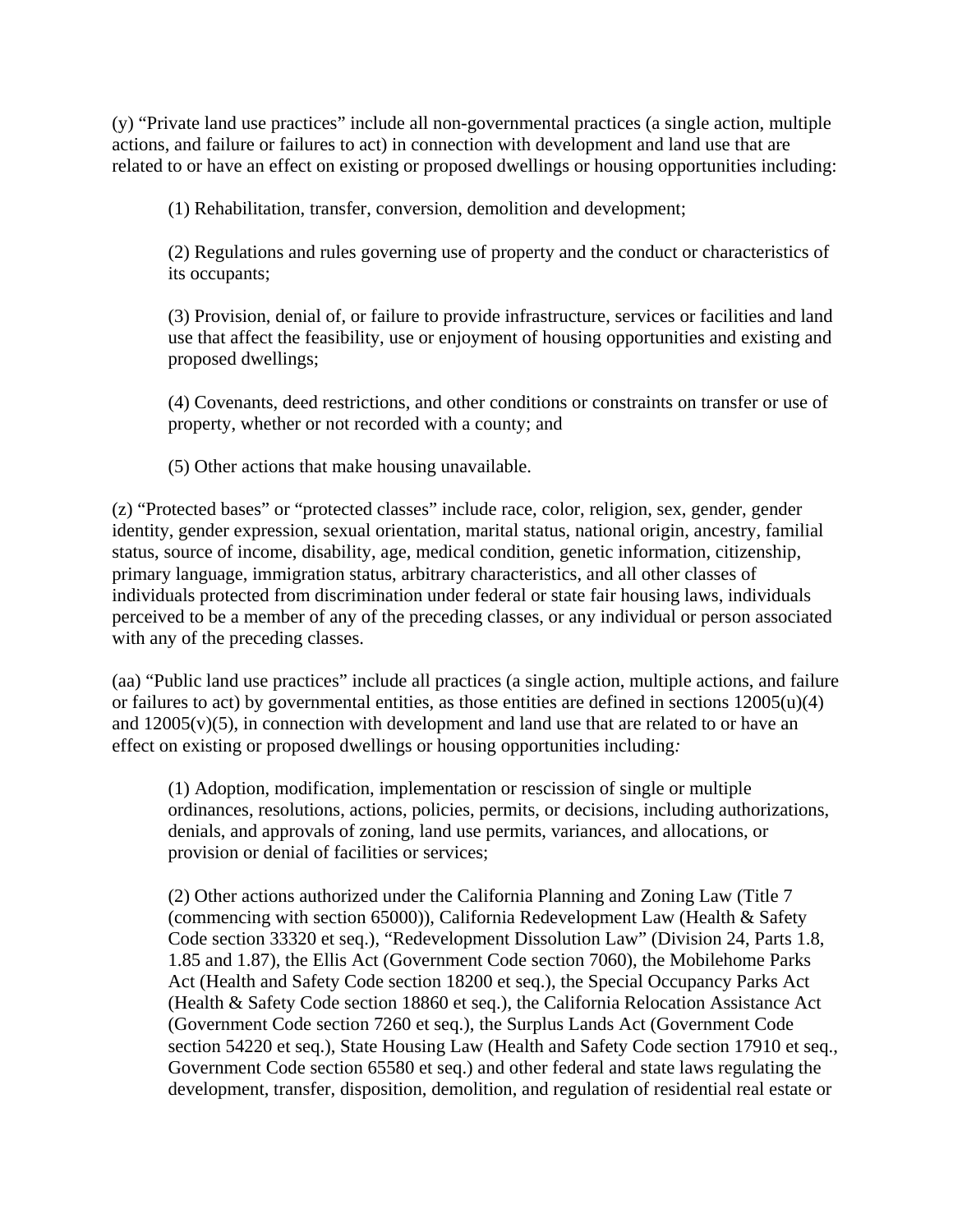(y) "Private land use practices" include all non-governmental practices (a single action, multiple actions, and failure or failures to act) in connection with development and land use that are related to or have an effect on existing or proposed dwellings or housing opportunities including:

(1) Rehabilitation, transfer, conversion, demolition and development;

(2) Regulations and rules governing use of property and the conduct or characteristics of its occupants;

(3) Provision, denial of, or failure to provide infrastructure, services or facilities and land use that affect the feasibility, use or enjoyment of housing opportunities and existing and proposed dwellings;

(4) Covenants, deed restrictions, and other conditions or constraints on transfer or use of property, whether or not recorded with a county; and

(5) Other actions that make housing unavailable.

(z) "Protected bases" or "protected classes" include race, color, religion, sex, gender, gender identity, gender expression, sexual orientation, marital status, national origin, ancestry, familial status, source of income, disability, age, medical condition, genetic information, citizenship, primary language, immigration status, arbitrary characteristics, and all other classes of individuals protected from discrimination under federal or state fair housing laws, individuals perceived to be a member of any of the preceding classes, or any individual or person associated with any of the preceding classes.

(aa) "Public land use practices" include all practices (a single action, multiple actions, and failure or failures to act) by governmental entities, as those entities are defined in sections 12005(u)(4) and 12005(v)(5), in connection with development and land use that are related to or have an effect on existing or proposed dwellings or housing opportunities including*:*

(1) Adoption, modification, implementation or rescission of single or multiple ordinances, resolutions, actions, policies, permits, or decisions, including authorizations, denials, and approvals of zoning, land use permits, variances, and allocations, or provision or denial of facilities or services;

(2) Other actions authorized under the California Planning and Zoning Law (Title 7 (commencing with section 65000)), California Redevelopment Law (Health & Safety Code section 33320 et seq.), "Redevelopment Dissolution Law" (Division 24, Parts 1.8, 1.85 and 1.87), the Ellis Act (Government Code section 7060), the Mobilehome Parks Act (Health and Safety Code section 18200 et seq.), the Special Occupancy Parks Act (Health & Safety Code section 18860 et seq.), the California Relocation Assistance Act (Government Code section 7260 et seq.), the Surplus Lands Act (Government Code section 54220 et seq.), State Housing Law (Health and Safety Code section 17910 et seq., Government Code section 65580 et seq.) and other federal and state laws regulating the development, transfer, disposition, demolition, and regulation of residential real estate or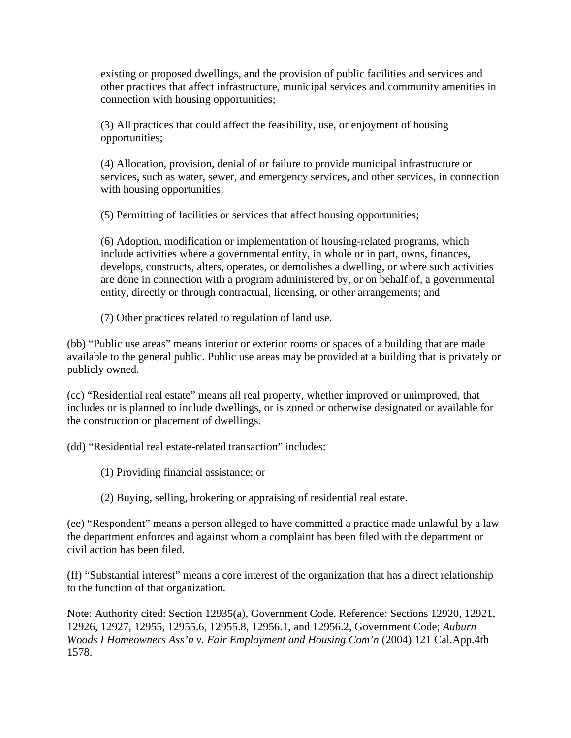existing or proposed dwellings, and the provision of public facilities and services and other practices that affect infrastructure, municipal services and community amenities in connection with housing opportunities;

(3) All practices that could affect the feasibility, use, or enjoyment of housing opportunities;

(4) Allocation, provision, denial of or failure to provide municipal infrastructure or services, such as water, sewer, and emergency services, and other services, in connection with housing opportunities;

(5) Permitting of facilities or services that affect housing opportunities;

(6) Adoption, modification or implementation of housing-related programs, which include activities where a governmental entity, in whole or in part, owns, finances, develops, constructs, alters, operates, or demolishes a dwelling, or where such activities are done in connection with a program administered by, or on behalf of, a governmental entity, directly or through contractual, licensing, or other arrangements; and

(7) Other practices related to regulation of land use.

(bb) "Public use areas" means interior or exterior rooms or spaces of a building that are made available to the general public. Public use areas may be provided at a building that is privately or publicly owned.

(cc) "Residential real estate" means all real property, whether improved or unimproved, that includes or is planned to include dwellings, or is zoned or otherwise designated or available for the construction or placement of dwellings.

(dd) "Residential real estate-related transaction" includes:

(1) Providing financial assistance; or

(2) Buying, selling, brokering or appraising of residential real estate.

(ee) "Respondent" means a person alleged to have committed a practice made unlawful by a law the department enforces and against whom a complaint has been filed with the department or civil action has been filed.

(ff) "Substantial interest" means a core interest of the organization that has a direct relationship to the function of that organization.

Note: Authority cited: Section 12935(a), Government Code. Reference: Sections 12920, 12921, 12926, 12927, 12955, 12955.6, 12955.8, 12956.1, and 12956.2, Government Code; *Auburn Woods I Homeowners Ass'n v. Fair Employment and Housing Com'n* (2004) 121 Cal.App.4th 1578.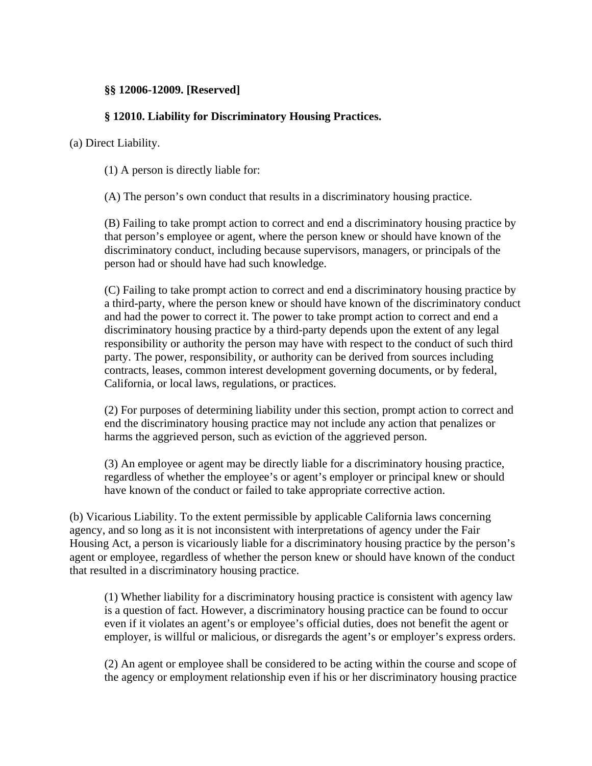### §§ 12006-12009. [Reserved]

### § 12010. Liability for Discriminatory Housing Practices.

(a) Direct Liability.

(1) A person is directly liable for:

(A) The person's own conduct that results in a discriminatory housing practice.

(B) Failing to take prompt action to correct and end a discriminatory housing practice by that person's employee or agent, where the person knew or should have known of the discriminatory conduct, including because supervisors, managers, or principals of the person had or should have had such knowledge.

(C) Failing to take prompt action to correct and end a discriminatory housing practice by a third-party, where the person knew or should have known of the discriminatory conduct and had the power to correct it. The power to take prompt action to correct and end a discriminatory housing practice by a third-party depends upon the extent of any legal responsibility or authority the person may have with respect to the conduct of such third party. The power, responsibility, or authority can be derived from sources including contracts, leases, common interest development governing documents, or by federal, California, or local laws, regulations, or practices.

(2) For purposes of determining liability under this section, prompt action to correct and end the discriminatory housing practice may not include any action that penalizes or harms the aggrieved person, such as eviction of the aggrieved person.

(3) An employee or agent may be directly liable for a discriminatory housing practice, regardless of whether the employee's or agent's employer or principal knew or should have known of the conduct or failed to take appropriate corrective action.

(b) Vicarious Liability. To the extent permissible by applicable California laws concerning agency, and so long as it is not inconsistent with interpretations of agency under the Fair Housing Act, a person is vicariously liable for a discriminatory housing practice by the person's agent or employee, regardless of whether the person knew or should have known of the conduct that resulted in a discriminatory housing practice.

(1) Whether liability for a discriminatory housing practice is consistent with agency law is a question of fact. However, a discriminatory housing practice can be found to occur even if it violates an agent's or employee's official duties, does not benefit the agent or employer, is willful or malicious, or disregards the agent's or employer's express orders.

(2) An agent or employee shall be considered to be acting within the course and scope of the agency or employment relationship even if his or her discriminatory housing practice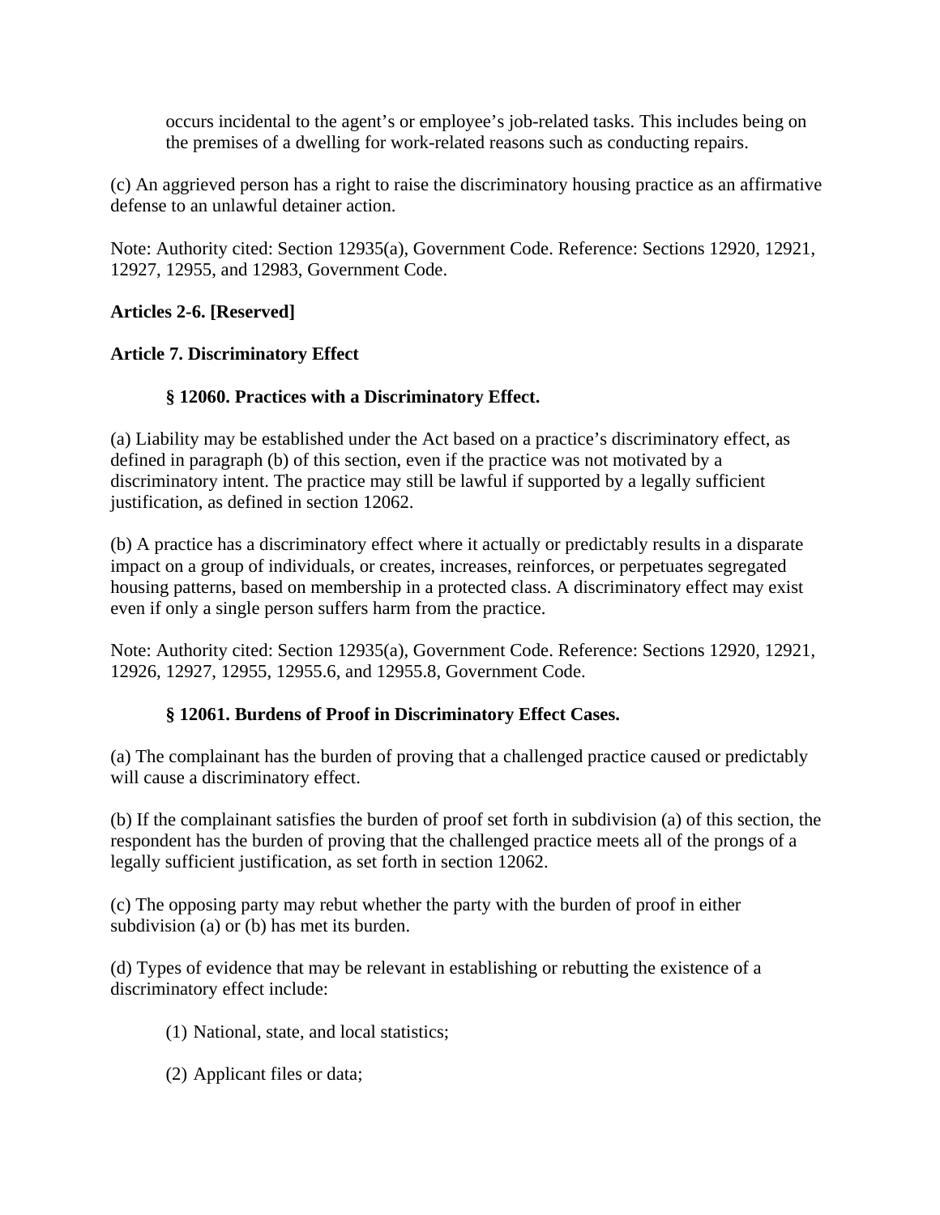occurs incidental to the agent's or employee's job-related tasks. This includes being on the premises of a dwelling for work-related reasons such as conducting repairs.

(c) An aggrieved person has a right to raise the discriminatory housing practice as an affirmative defense to an unlawful detainer action.

Note: Authority cited: Section 12935(a), Government Code. Reference: Sections 12920, 12921, 12927, 12955, and 12983, Government Code.

**Articles 2-6. [Reserved]**

**Article 7. Discriminatory Effect**

**§ 12060. Practices with a Discriminatory Effect.**

(a) Liability may be established under the Act based on a practice's discriminatory effect, as defined in paragraph (b) of this section, even if the practice was not motivated by a discriminatory intent. The practice may still be lawful if supported by a legally sufficient justification, as defined in section 12062.

(b) A practice has a discriminatory effect where it actually or predictably results in a disparate impact on a group of individuals, or creates, increases, reinforces, or perpetuates segregated housing patterns, based on membership in a protected class. A discriminatory effect may exist even if only a single person suffers harm from the practice.

Note: Authority cited: Section 12935(a), Government Code. Reference: Sections 12920, 12921, 12926, 12927, 12955, 12955.6, and 12955.8, Government Code.

**§ 12061. Burdens of Proof in Discriminatory Effect Cases.**

(a) The complainant has the burden of proving that a challenged practice caused or predictably will cause a discriminatory effect.

(b) If the complainant satisfies the burden of proof set forth in subdivision (a) of this section, the respondent has the burden of proving that the challenged practice meets all of the prongs of a legally sufficient justification, as set forth in section 12062.

(c) The opposing party may rebut whether the party with the burden of proof in either subdivision (a) or (b) has met its burden.

(d) Types of evidence that may be relevant in establishing or rebutting the existence of a discriminatory effect include:

(1) National, state, and local statistics;

(2) Applicant files or data;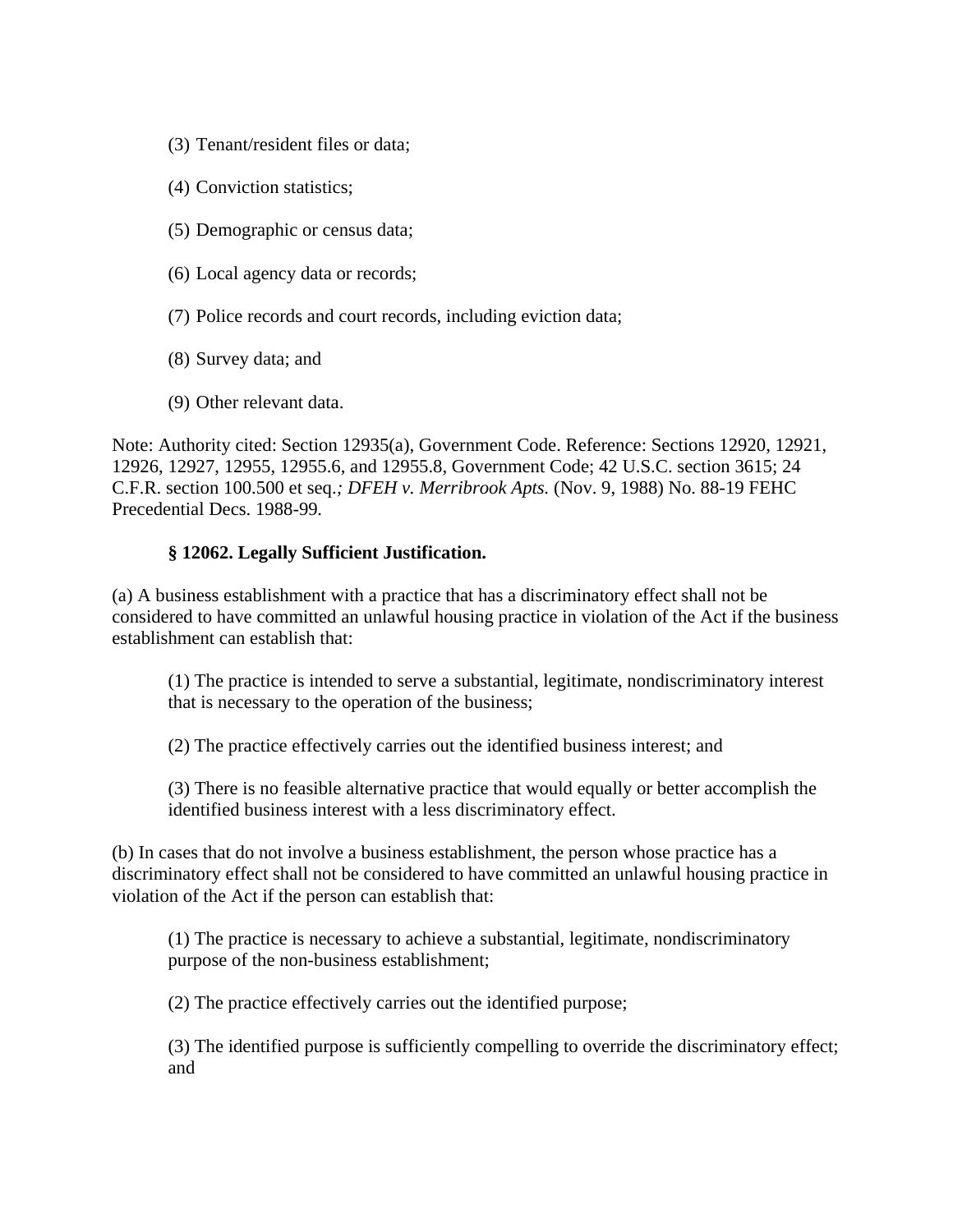(3) Tenant/resident files or data;

(4) Conviction statistics;

(5) Demographic or census data;

(6) Local agency data or records;

(7) Police records and court records, including eviction data;

(8) Survey data; and

(9) Other relevant data.

Note: Authority cited: Section 12935(a), Government Code. Reference: Sections 12920, 12921, 12926, 12927, 12955, 12955.6, and 12955.8, Government Code; 42 U.S.C. section 3615; 24 C.F.R. section 100.500 et seq.*; DFEH v. Merribrook Apts.* (Nov. 9, 1988) No. 88-19 FEHC Precedential Decs. 1988-99.

**§ 12062. Legally Sufficient Justification.**

(a) A business establishment with a practice that has a discriminatory effect shall not be considered to have committed an unlawful housing practice in violation of the Act if the business establishment can establish that:

(1) The practice is intended to serve a substantial, legitimate, nondiscriminatory interest that is necessary to the operation of the business;

(2) The practice effectively carries out the identified business interest; and

(3) There is no feasible alternative practice that would equally or better accomplish the identified business interest with a less discriminatory effect.

(b) In cases that do not involve a business establishment, the person whose practice has a discriminatory effect shall not be considered to have committed an unlawful housing practice in violation of the Act if the person can establish that:

(1) The practice is necessary to achieve a substantial, legitimate, nondiscriminatory purpose of the non-business establishment;

(2) The practice effectively carries out the identified purpose;

(3) The identified purpose is sufficiently compelling to override the discriminatory effect; and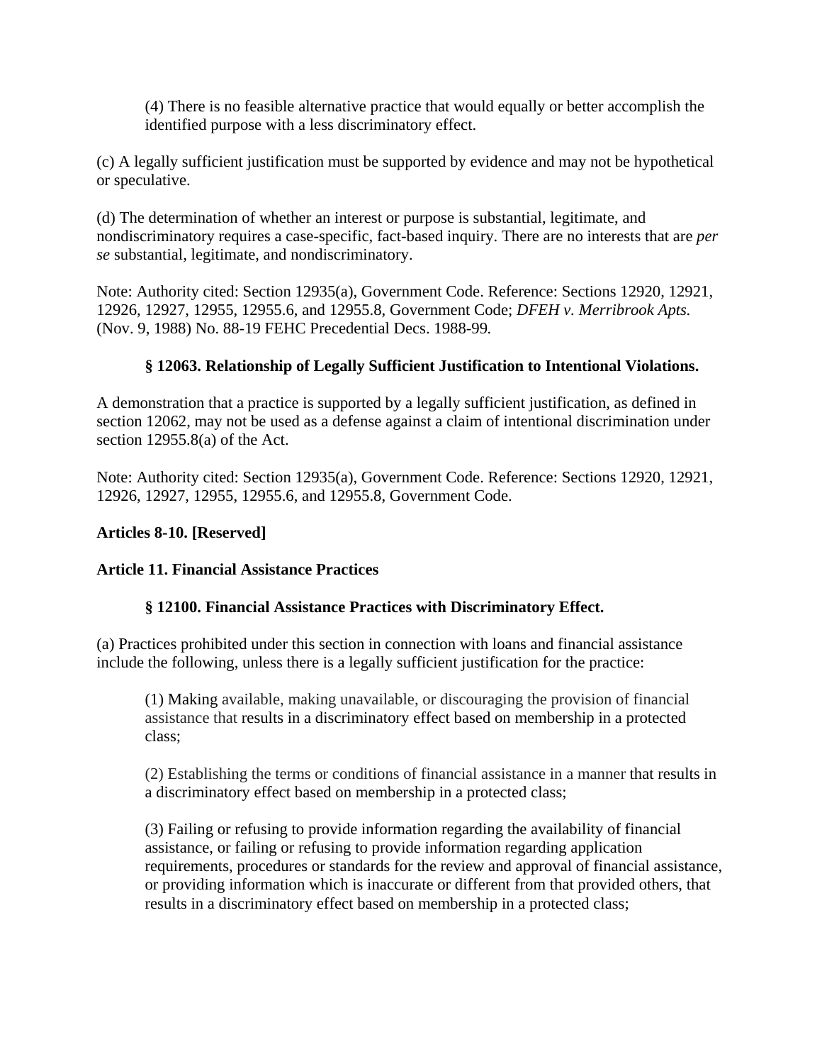(4) There is no feasible alternative practice that would equally or better accomplish the identified purpose with a less discriminatory effect.

(c) A legally sufficient justification must be supported by evidence and may not be hypothetical or speculative.

(d) The determination of whether an interest or purpose is substantial, legitimate, and nondiscriminatory requires a case-specific, fact-based inquiry. There are no interests that are *per se* substantial, legitimate, and nondiscriminatory.

Note: Authority cited: Section 12935(a), Government Code. Reference: Sections 12920, 12921, 12926, 12927, 12955, 12955.6, and 12955.8, Government Code; *DFEH v. Merribrook Apts.* (Nov. 9, 1988) No. 88-19 FEHC Precedential Decs. 1988-99*.*

### § 12063. Relationship of Legally Sufficient Justification to Intentional Violations.

A demonstration that a practice is supported by a legally sufficient justification, as defined in section 12062, may not be used as a defense against a claim of intentional discrimination under section 12955.8(a) of the Act.

Note: Authority cited: Section 12935(a), Government Code. Reference: Sections 12920, 12921, 12926, 12927, 12955, 12955.6, and 12955.8, Government Code.

**Articles 8-10. [Reserved]**

## Article 11. Financial Assistance Practices

### § 12100. Financial Assistance Practices with Discriminatory Effect.

(a) Practices prohibited under this section in connection with loans and financial assistance include the following, unless there is a legally sufficient justification for the practice:

(1) Making available, making unavailable, or discouraging the provision of financial assistance that results in a discriminatory effect based on membership in a protected class;

(2) Establishing the terms or conditions of financial assistance in a manner that results in a discriminatory effect based on membership in a protected class;

(3) Failing or refusing to provide information regarding the availability of financial assistance, or failing or refusing to provide information regarding application requirements, procedures or standards for the review and approval of financial assistance, or providing information which is inaccurate or different from that provided others, that results in a discriminatory effect based on membership in a protected class;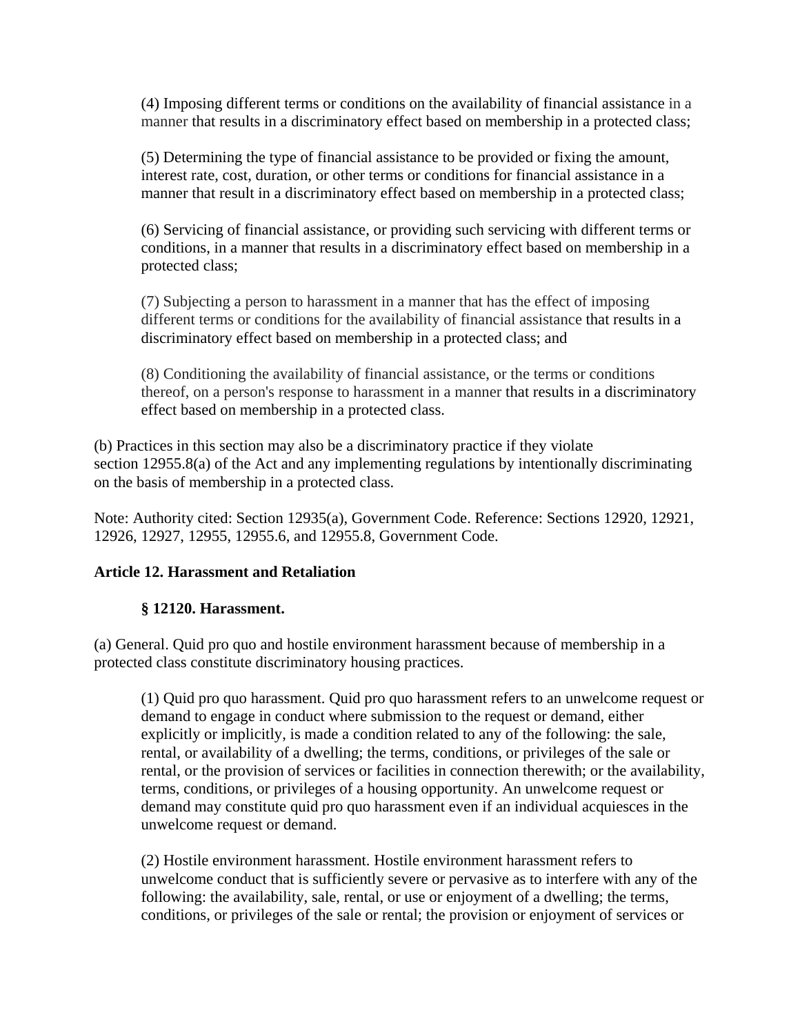(4) Imposing different terms or conditions on the availability of financial assistance in a manner that results in a discriminatory effect based on membership in a protected class;

(5) Determining the type of financial assistance to be provided or fixing the amount, interest rate, cost, duration, or other terms or conditions for financial assistance in a manner that result in a discriminatory effect based on membership in a protected class;

(6) Servicing of financial assistance, or providing such servicing with different terms or conditions, in a manner that results in a discriminatory effect based on membership in a protected class;

(7) Subjecting a person to harassment in a manner that has the effect of imposing different terms or conditions for the availability of financial assistance that results in a discriminatory effect based on membership in a protected class; and

(8) Conditioning the availability of financial assistance, or the terms or conditions thereof, on a person's response to harassment in a manner that results in a discriminatory effect based on membership in a protected class.

(b) Practices in this section may also be a discriminatory practice if they violate section 12955.8(a) of the Act and any implementing regulations by intentionally discriminating on the basis of membership in a protected class.

Note: Authority cited: Section 12935(a), Government Code. Reference: Sections 12920, 12921, 12926, 12927, 12955, 12955.6, and 12955.8, Government Code.

**Article 12. Harassment and Retaliation**

**§ 12120. Harassment.**

(a) General. Quid pro quo and hostile environment harassment because of membership in a protected class constitute discriminatory housing practices.

(1) Quid pro quo harassment. Quid pro quo harassment refers to an unwelcome request or demand to engage in conduct where submission to the request or demand, either explicitly or implicitly, is made a condition related to any of the following: the sale, rental, or availability of a dwelling; the terms, conditions, or privileges of the sale or rental, or the provision of services or facilities in connection therewith; or the availability, terms, conditions, or privileges of a housing opportunity. An unwelcome request or demand may constitute quid pro quo harassment even if an individual acquiesces in the unwelcome request or demand.

(2) Hostile environment harassment. Hostile environment harassment refers to unwelcome conduct that is sufficiently severe or pervasive as to interfere with any of the following: the availability, sale, rental, or use or enjoyment of a dwelling; the terms, conditions, or privileges of the sale or rental; the provision or enjoyment of services or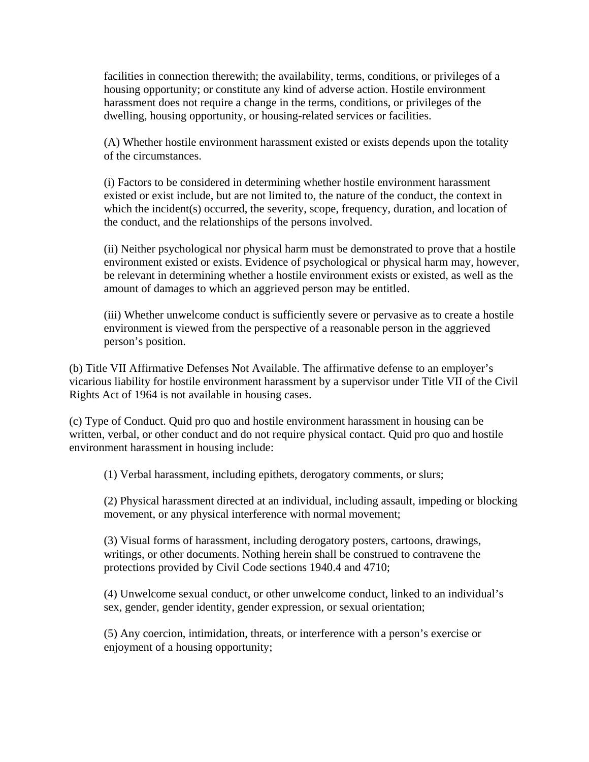facilities in connection therewith; the availability, terms, conditions, or privileges of a housing opportunity; or constitute any kind of adverse action. Hostile environment harassment does not require a change in the terms, conditions, or privileges of the dwelling, housing opportunity, or housing-related services or facilities.

(A) Whether hostile environment harassment existed or exists depends upon the totality of the circumstances.

(i) Factors to be considered in determining whether hostile environment harassment existed or exist include, but are not limited to, the nature of the conduct, the context in which the incident(s) occurred, the severity, scope, frequency, duration, and location of the conduct, and the relationships of the persons involved.

(ii) Neither psychological nor physical harm must be demonstrated to prove that a hostile environment existed or exists. Evidence of psychological or physical harm may, however, be relevant in determining whether a hostile environment exists or existed, as well as the amount of damages to which an aggrieved person may be entitled.

(iii) Whether unwelcome conduct is sufficiently severe or pervasive as to create a hostile environment is viewed from the perspective of a reasonable person in the aggrieved person's position.

(b) Title VII Affirmative Defenses Not Available. The affirmative defense to an employer's vicarious liability for hostile environment harassment by a supervisor under Title VII of the Civil Rights Act of 1964 is not available in housing cases.

(c) Type of Conduct. Quid pro quo and hostile environment harassment in housing can be written, verbal, or other conduct and do not require physical contact. Quid pro quo and hostile environment harassment in housing include:

(1) Verbal harassment, including epithets, derogatory comments, or slurs;

(2) Physical harassment directed at an individual, including assault, impeding or blocking movement, or any physical interference with normal movement;

(3) Visual forms of harassment, including derogatory posters, cartoons, drawings, writings, or other documents. Nothing herein shall be construed to contravene the protections provided by Civil Code sections 1940.4 and 4710;

(4) Unwelcome sexual conduct, or other unwelcome conduct, linked to an individual's sex, gender, gender identity, gender expression, or sexual orientation;

(5) Any coercion, intimidation, threats, or interference with a person's exercise or enjoyment of a housing opportunity;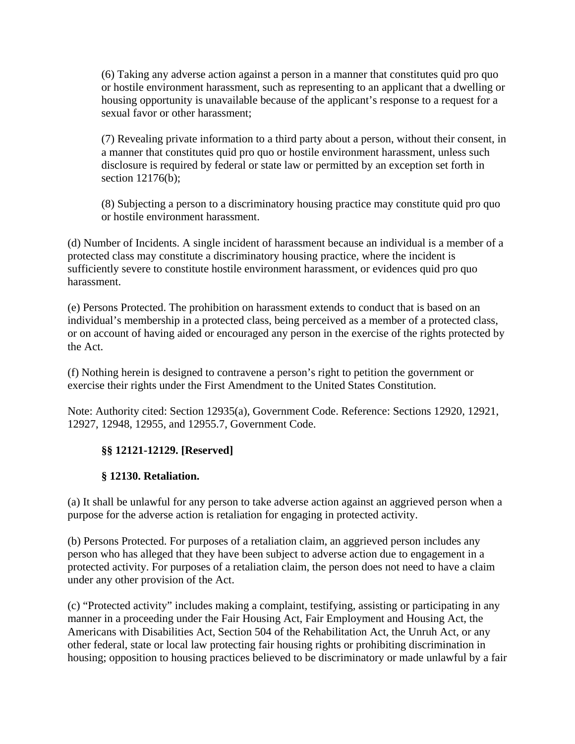(6) Taking any adverse action against a person in a manner that constitutes quid pro quo or hostile environment harassment, such as representing to an applicant that a dwelling or housing opportunity is unavailable because of the applicant's response to a request for a sexual favor or other harassment;

(7) Revealing private information to a third party about a person, without their consent, in a manner that constitutes quid pro quo or hostile environment harassment, unless such disclosure is required by federal or state law or permitted by an exception set forth in section 12176(b);

(8) Subjecting a person to a discriminatory housing practice may constitute quid pro quo or hostile environment harassment.

(d) Number of Incidents. A single incident of harassment because an individual is a member of a protected class may constitute a discriminatory housing practice, where the incident is sufficiently severe to constitute hostile environment harassment, or evidences quid pro quo harassment.

(e) Persons Protected. The prohibition on harassment extends to conduct that is based on an individual's membership in a protected class, being perceived as a member of a protected class, or on account of having aided or encouraged any person in the exercise of the rights protected by the Act.

(f) Nothing herein is designed to contravene a person's right to petition the government or exercise their rights under the First Amendment to the United States Constitution.

Note: Authority cited: Section 12935(a), Government Code. Reference: Sections 12920, 12921, 12927, 12948, 12955, and 12955.7, Government Code.

**§§ 12121-12129. [Reserved]**

**§ 12130. Retaliation.**

(a) It shall be unlawful for any person to take adverse action against an aggrieved person when a purpose for the adverse action is retaliation for engaging in protected activity.

(b) Persons Protected. For purposes of a retaliation claim, an aggrieved person includes any person who has alleged that they have been subject to adverse action due to engagement in a protected activity. For purposes of a retaliation claim, the person does not need to have a claim under any other provision of the Act.

(c) "Protected activity" includes making a complaint, testifying, assisting or participating in any manner in a proceeding under the Fair Housing Act, Fair Employment and Housing Act, the Americans with Disabilities Act, Section 504 of the Rehabilitation Act, the Unruh Act, or any other federal, state or local law protecting fair housing rights or prohibiting discrimination in housing; opposition to housing practices believed to be discriminatory or made unlawful by a fair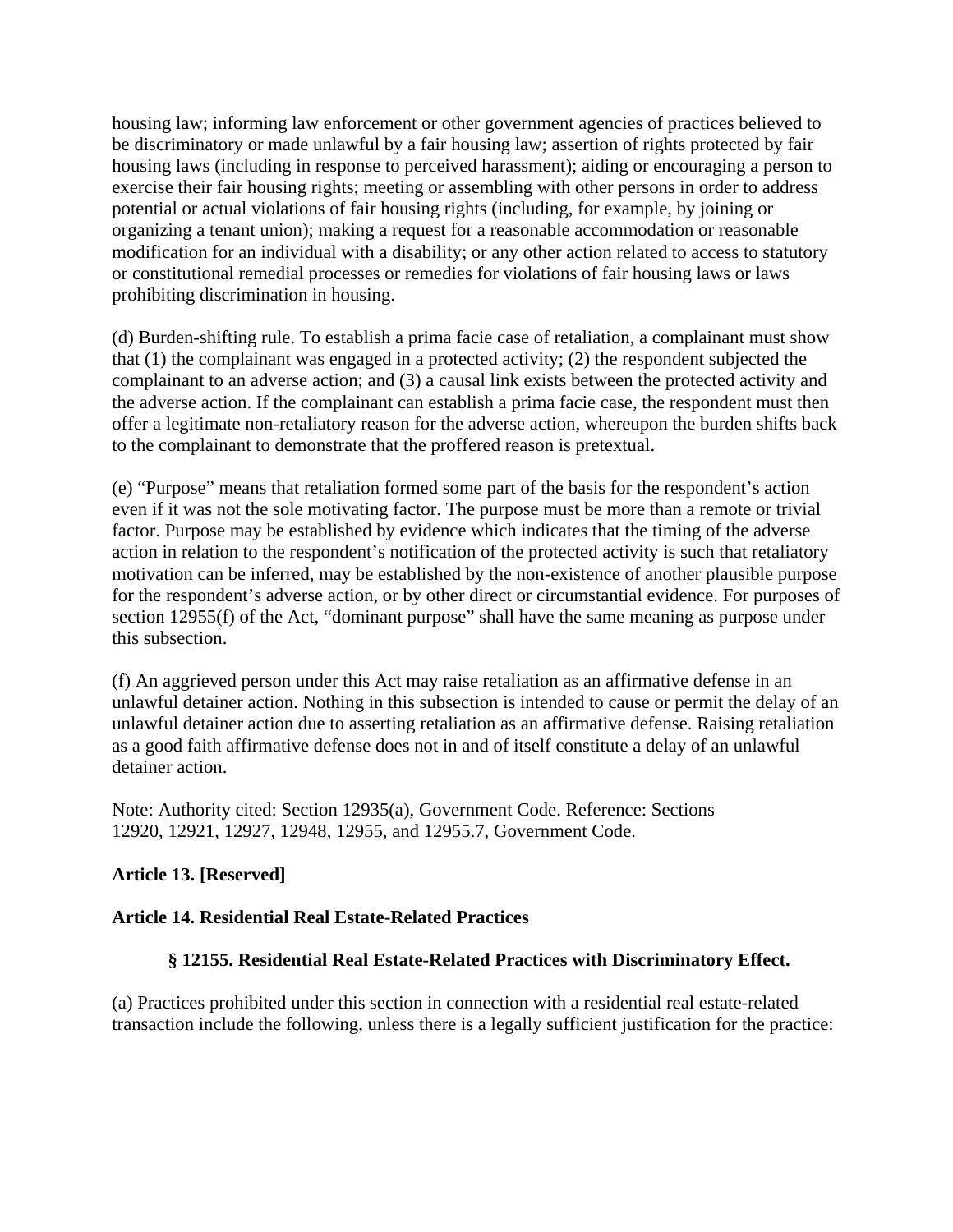housing law; informing law enforcement or other government agencies of practices believed to be discriminatory or made unlawful by a fair housing law; assertion of rights protected by fair housing laws (including in response to perceived harassment); aiding or encouraging a person to exercise their fair housing rights; meeting or assembling with other persons in order to address potential or actual violations of fair housing rights (including, for example, by joining or organizing a tenant union); making a request for a reasonable accommodation or reasonable modification for an individual with a disability; or any other action related to access to statutory or constitutional remedial processes or remedies for violations of fair housing laws or laws prohibiting discrimination in housing.

(d) Burden-shifting rule. To establish a prima facie case of retaliation, a complainant must show that (1) the complainant was engaged in a protected activity; (2) the respondent subjected the complainant to an adverse action; and (3) a causal link exists between the protected activity and the adverse action. If the complainant can establish a prima facie case, the respondent must then offer a legitimate non-retaliatory reason for the adverse action, whereupon the burden shifts back to the complainant to demonstrate that the proffered reason is pretextual.

(e) "Purpose" means that retaliation formed some part of the basis for the respondent's action even if it was not the sole motivating factor. The purpose must be more than a remote or trivial factor. Purpose may be established by evidence which indicates that the timing of the adverse action in relation to the respondent's notification of the protected activity is such that retaliatory motivation can be inferred, may be established by the non-existence of another plausible purpose for the respondent's adverse action, or by other direct or circumstantial evidence. For purposes of section 12955(f) of the Act, "dominant purpose" shall have the same meaning as purpose under this subsection.

(f) An aggrieved person under this Act may raise retaliation as an affirmative defense in an unlawful detainer action. Nothing in this subsection is intended to cause or permit the delay of an unlawful detainer action due to asserting retaliation as an affirmative defense. Raising retaliation as a good faith affirmative defense does not in and of itself constitute a delay of an unlawful detainer action.

Note: Authority cited: Section 12935(a), Government Code. Reference: Sections 12920, 12921, 12927, 12948, 12955, and 12955.7, Government Code.

## Article 13. [Reserved]

## Article 14. Residential Real Estate-Related Practices

### § 12155. Residential Real Estate-Related Practices with Discriminatory Effect.

(a) Practices prohibited under this section in connection with a residential real estate-related transaction include the following, unless there is a legally sufficient justification for the practice: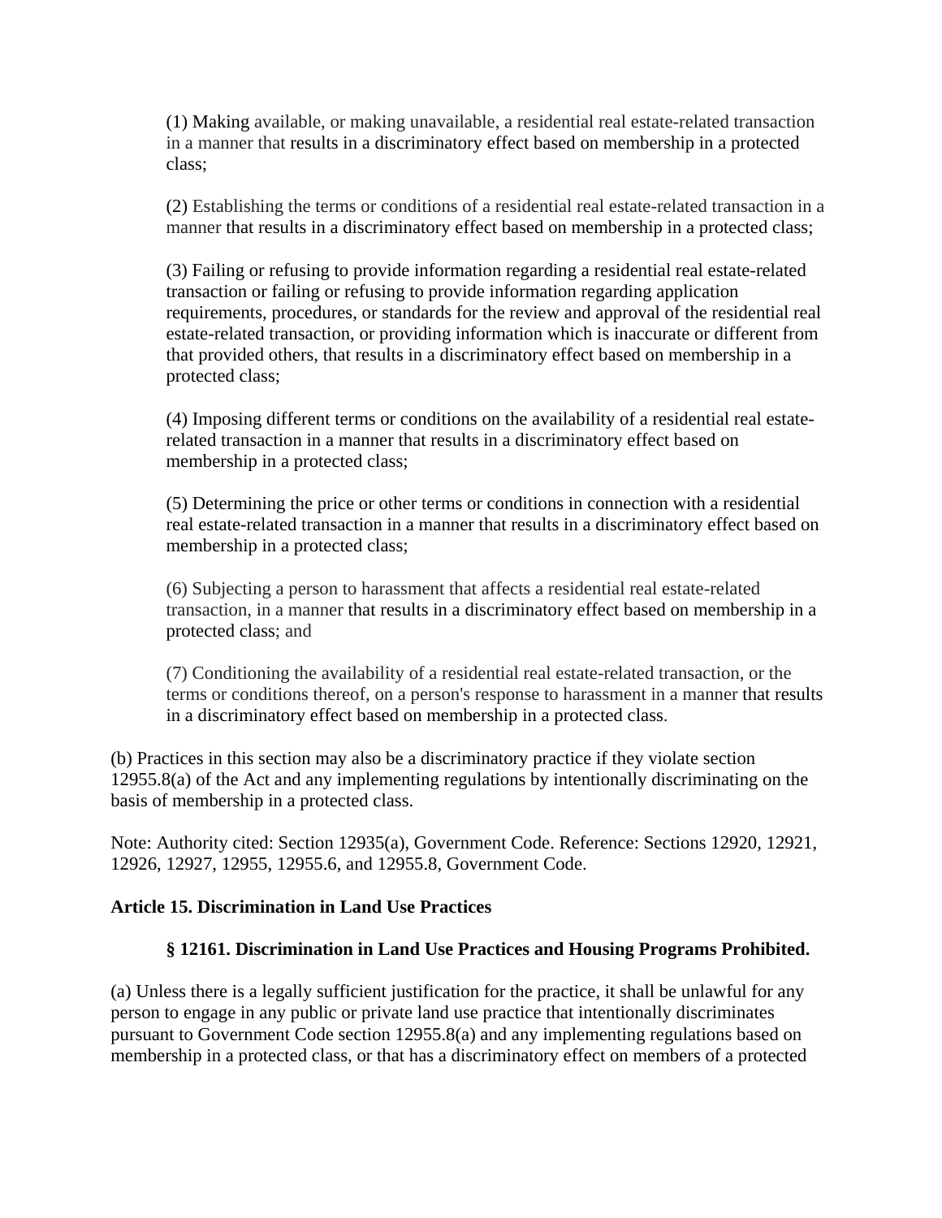(1) Making available, or making unavailable, a residential real estate-related transaction in a manner that results in a discriminatory effect based on membership in a protected class;

(2) Establishing the terms or conditions of a residential real estate-related transaction in a manner that results in a discriminatory effect based on membership in a protected class;

(3) Failing or refusing to provide information regarding a residential real estate-related transaction or failing or refusing to provide information regarding application requirements, procedures, or standards for the review and approval of the residential real estate-related transaction, or providing information which is inaccurate or different from that provided others, that results in a discriminatory effect based on membership in a protected class;

(4) Imposing different terms or conditions on the availability of a residential real estate-related transaction in a manner that results in a discriminatory effect based on membership in a protected class;

(5) Determining the price or other terms or conditions in connection with a residential real estate-related transaction in a manner that results in a discriminatory effect based on membership in a protected class;

(6) Subjecting a person to harassment that affects a residential real estate-related transaction, in a manner that results in a discriminatory effect based on membership in a protected class; and

(7) Conditioning the availability of a residential real estate-related transaction, or the terms or conditions thereof, on a person's response to harassment in a manner that results in a discriminatory effect based on membership in a protected class.

(b) Practices in this section may also be a discriminatory practice if they violate section 12955.8(a) of the Act and any implementing regulations by intentionally discriminating on the basis of membership in a protected class.

Note: Authority cited: Section 12935(a), Government Code. Reference: Sections 12920, 12921, 12926, 12927, 12955, 12955.6, and 12955.8, Government Code.

**Article 15. Discrimination in Land Use Practices**

**§ 12161. Discrimination in Land Use Practices and Housing Programs Prohibited.**

(a) Unless there is a legally sufficient justification for the practice, it shall be unlawful for any person to engage in any public or private land use practice that intentionally discriminates pursuant to Government Code section 12955.8(a) and any implementing regulations based on membership in a protected class, or that has a discriminatory effect on members of a protected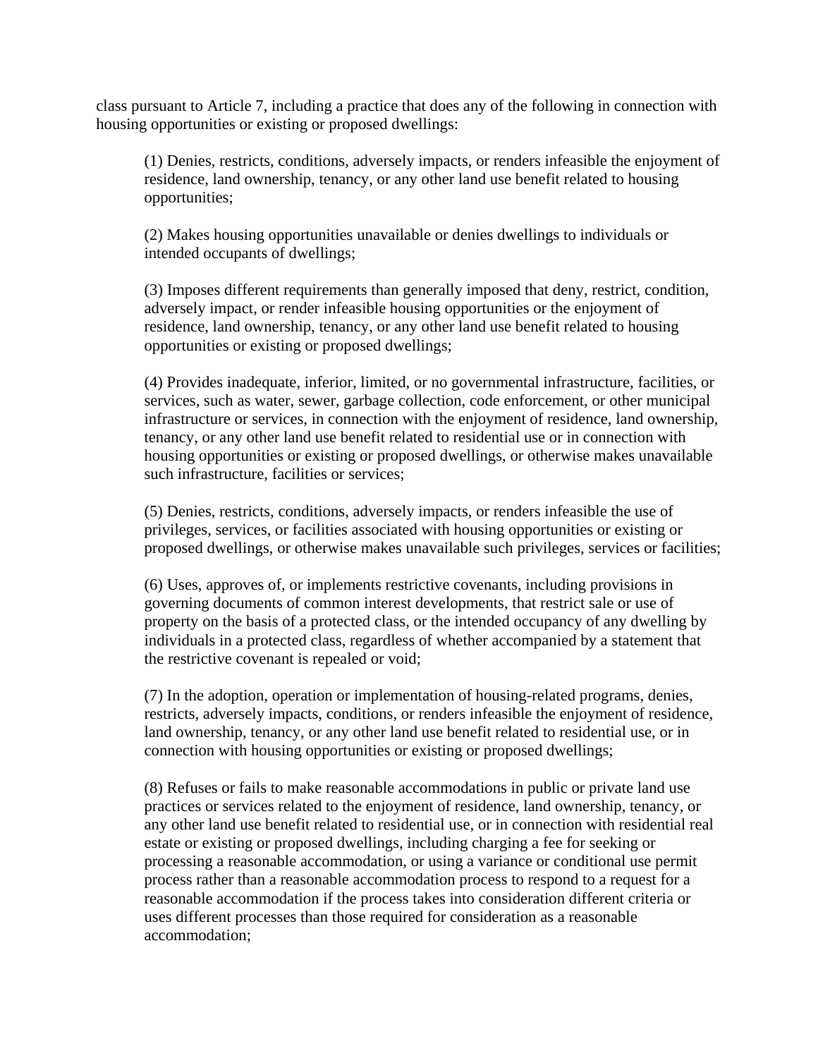class pursuant to Article 7, including a practice that does any of the following in connection with housing opportunities or existing or proposed dwellings:

(1) Denies, restricts, conditions, adversely impacts, or renders infeasible the enjoyment of residence, land ownership, tenancy, or any other land use benefit related to housing opportunities;

(2) Makes housing opportunities unavailable or denies dwellings to individuals or intended occupants of dwellings;

(3) Imposes different requirements than generally imposed that deny, restrict, condition, adversely impact, or render infeasible housing opportunities or the enjoyment of residence, land ownership, tenancy, or any other land use benefit related to housing opportunities or existing or proposed dwellings;

(4) Provides inadequate, inferior, limited, or no governmental infrastructure, facilities, or services, such as water, sewer, garbage collection, code enforcement, or other municipal infrastructure or services, in connection with the enjoyment of residence, land ownership, tenancy, or any other land use benefit related to residential use or in connection with housing opportunities or existing or proposed dwellings, or otherwise makes unavailable such infrastructure, facilities or services;

(5) Denies, restricts, conditions, adversely impacts, or renders infeasible the use of privileges, services, or facilities associated with housing opportunities or existing or proposed dwellings, or otherwise makes unavailable such privileges, services or facilities;

(6) Uses, approves of, or implements restrictive covenants, including provisions in governing documents of common interest developments, that restrict sale or use of property on the basis of a protected class, or the intended occupancy of any dwelling by individuals in a protected class, regardless of whether accompanied by a statement that the restrictive covenant is repealed or void;

(7) In the adoption, operation or implementation of housing-related programs, denies, restricts, adversely impacts, conditions, or renders infeasible the enjoyment of residence, land ownership, tenancy, or any other land use benefit related to residential use, or in connection with housing opportunities or existing or proposed dwellings;

(8) Refuses or fails to make reasonable accommodations in public or private land use practices or services related to the enjoyment of residence, land ownership, tenancy, or any other land use benefit related to residential use, or in connection with residential real estate or existing or proposed dwellings, including charging a fee for seeking or processing a reasonable accommodation, or using a variance or conditional use permit process rather than a reasonable accommodation process to respond to a request for a reasonable accommodation if the process takes into consideration different criteria or uses different processes than those required for consideration as a reasonable accommodation;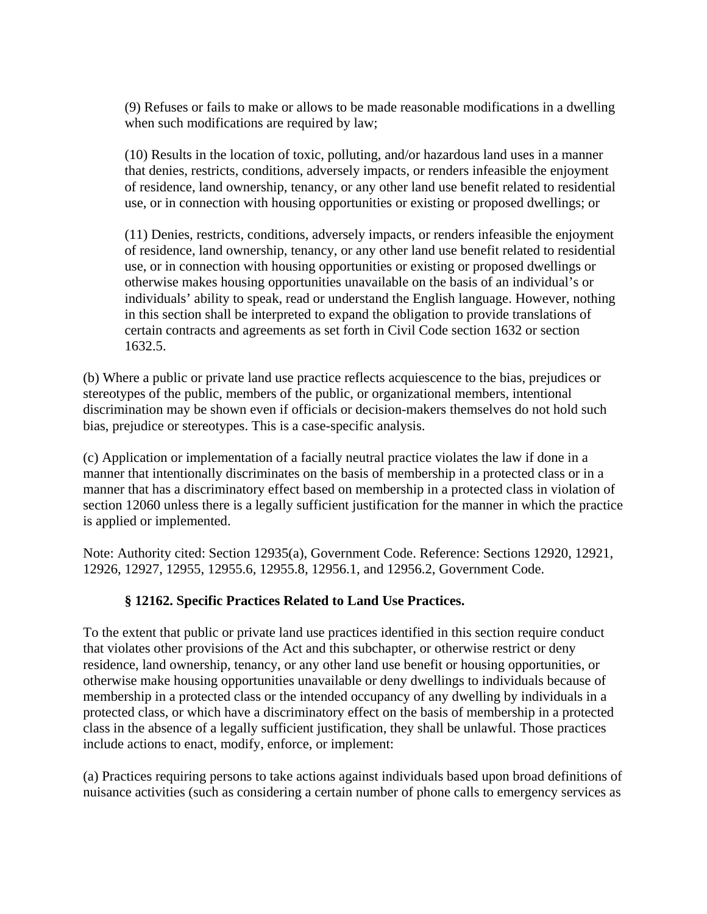(9) Refuses or fails to make or allows to be made reasonable modifications in a dwelling when such modifications are required by law;

(10) Results in the location of toxic, polluting, and/or hazardous land uses in a manner that denies, restricts, conditions, adversely impacts, or renders infeasible the enjoyment of residence, land ownership, tenancy, or any other land use benefit related to residential use, or in connection with housing opportunities or existing or proposed dwellings; or

(11) Denies, restricts, conditions, adversely impacts, or renders infeasible the enjoyment of residence, land ownership, tenancy, or any other land use benefit related to residential use, or in connection with housing opportunities or existing or proposed dwellings or otherwise makes housing opportunities unavailable on the basis of an individual's or individuals' ability to speak, read or understand the English language. However, nothing in this section shall be interpreted to expand the obligation to provide translations of certain contracts and agreements as set forth in Civil Code section 1632 or section 1632.5.

(b) Where a public or private land use practice reflects acquiescence to the bias, prejudices or stereotypes of the public, members of the public, or organizational members, intentional discrimination may be shown even if officials or decision-makers themselves do not hold such bias, prejudice or stereotypes. This is a case-specific analysis.

(c) Application or implementation of a facially neutral practice violates the law if done in a manner that intentionally discriminates on the basis of membership in a protected class or in a manner that has a discriminatory effect based on membership in a protected class in violation of section 12060 unless there is a legally sufficient justification for the manner in which the practice is applied or implemented.

Note: Authority cited: Section 12935(a), Government Code. Reference: Sections 12920, 12921, 12926, 12927, 12955, 12955.6, 12955.8, 12956.1, and 12956.2, Government Code.

### § 12162. Specific Practices Related to Land Use Practices.

To the extent that public or private land use practices identified in this section require conduct that violates other provisions of the Act and this subchapter, or otherwise restrict or deny residence, land ownership, tenancy, or any other land use benefit or housing opportunities, or otherwise make housing opportunities unavailable or deny dwellings to individuals because of membership in a protected class or the intended occupancy of any dwelling by individuals in a protected class, or which have a discriminatory effect on the basis of membership in a protected class in the absence of a legally sufficient justification, they shall be unlawful. Those practices include actions to enact, modify, enforce, or implement:

(a) Practices requiring persons to take actions against individuals based upon broad definitions of nuisance activities (such as considering a certain number of phone calls to emergency services as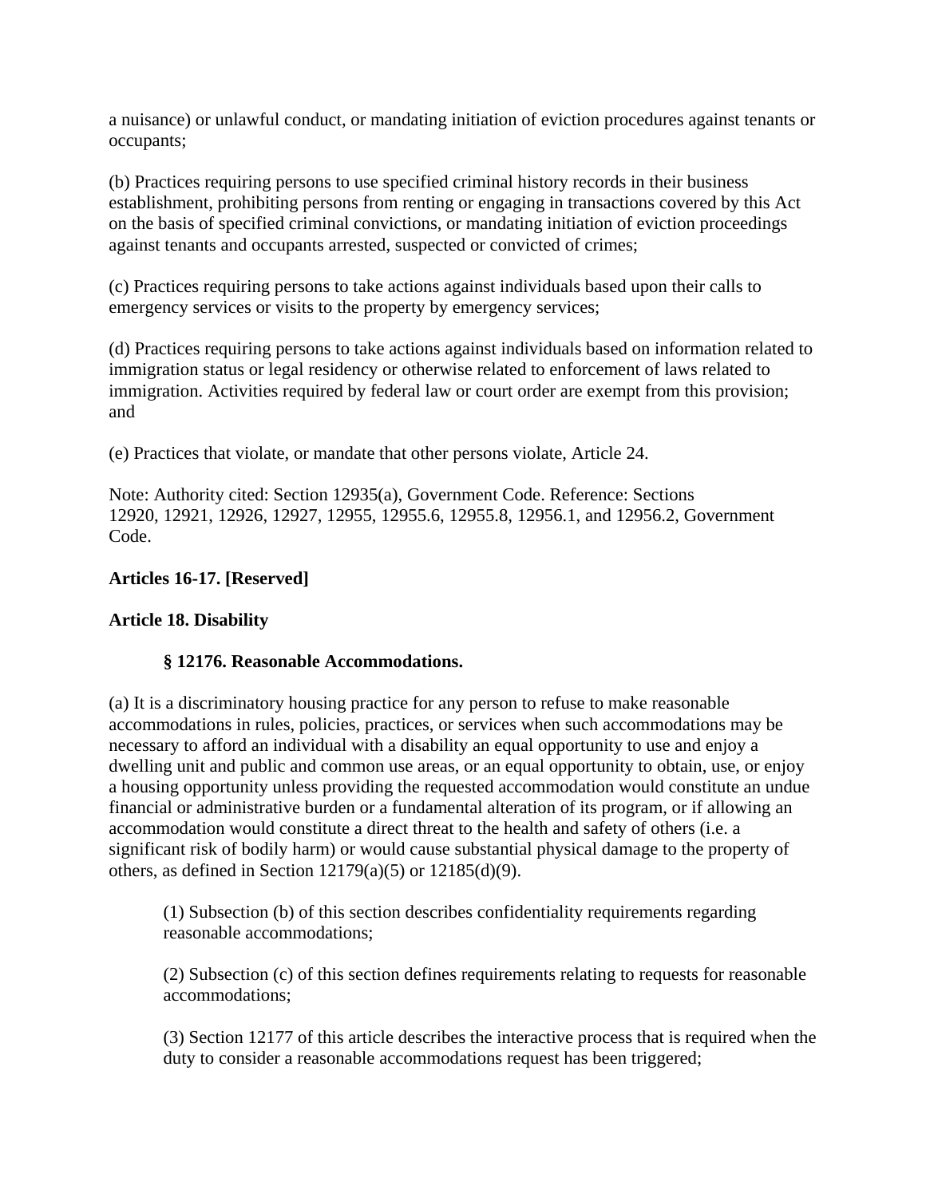a nuisance) or unlawful conduct, or mandating initiation of eviction procedures against tenants or occupants;

(b) Practices requiring persons to use specified criminal history records in their business establishment, prohibiting persons from renting or engaging in transactions covered by this Act on the basis of specified criminal convictions, or mandating initiation of eviction proceedings against tenants and occupants arrested, suspected or convicted of crimes;

(c) Practices requiring persons to take actions against individuals based upon their calls to emergency services or visits to the property by emergency services;

(d) Practices requiring persons to take actions against individuals based on information related to immigration status or legal residency or otherwise related to enforcement of laws related to immigration. Activities required by federal law or court order are exempt from this provision; and

(e) Practices that violate, or mandate that other persons violate, Article 24.

Note: Authority cited: Section 12935(a), Government Code. Reference: Sections 12920, 12921, 12926, 12927, 12955, 12955.6, 12955.8, 12956.1, and 12956.2, Government Code.

**Articles 16-17. [Reserved]**

**Article 18. Disability**

**§ 12176. Reasonable Accommodations.**

(a) It is a discriminatory housing practice for any person to refuse to make reasonable accommodations in rules, policies, practices, or services when such accommodations may be necessary to afford an individual with a disability an equal opportunity to use and enjoy a dwelling unit and public and common use areas, or an equal opportunity to obtain, use, or enjoy a housing opportunity unless providing the requested accommodation would constitute an undue financial or administrative burden or a fundamental alteration of its program, or if allowing an accommodation would constitute a direct threat to the health and safety of others (i.e. a significant risk of bodily harm) or would cause substantial physical damage to the property of others, as defined in Section 12179(a)(5) or 12185(d)(9).

(1) Subsection (b) of this section describes confidentiality requirements regarding reasonable accommodations;

(2) Subsection (c) of this section defines requirements relating to requests for reasonable accommodations;

(3) Section 12177 of this article describes the interactive process that is required when the duty to consider a reasonable accommodations request has been triggered;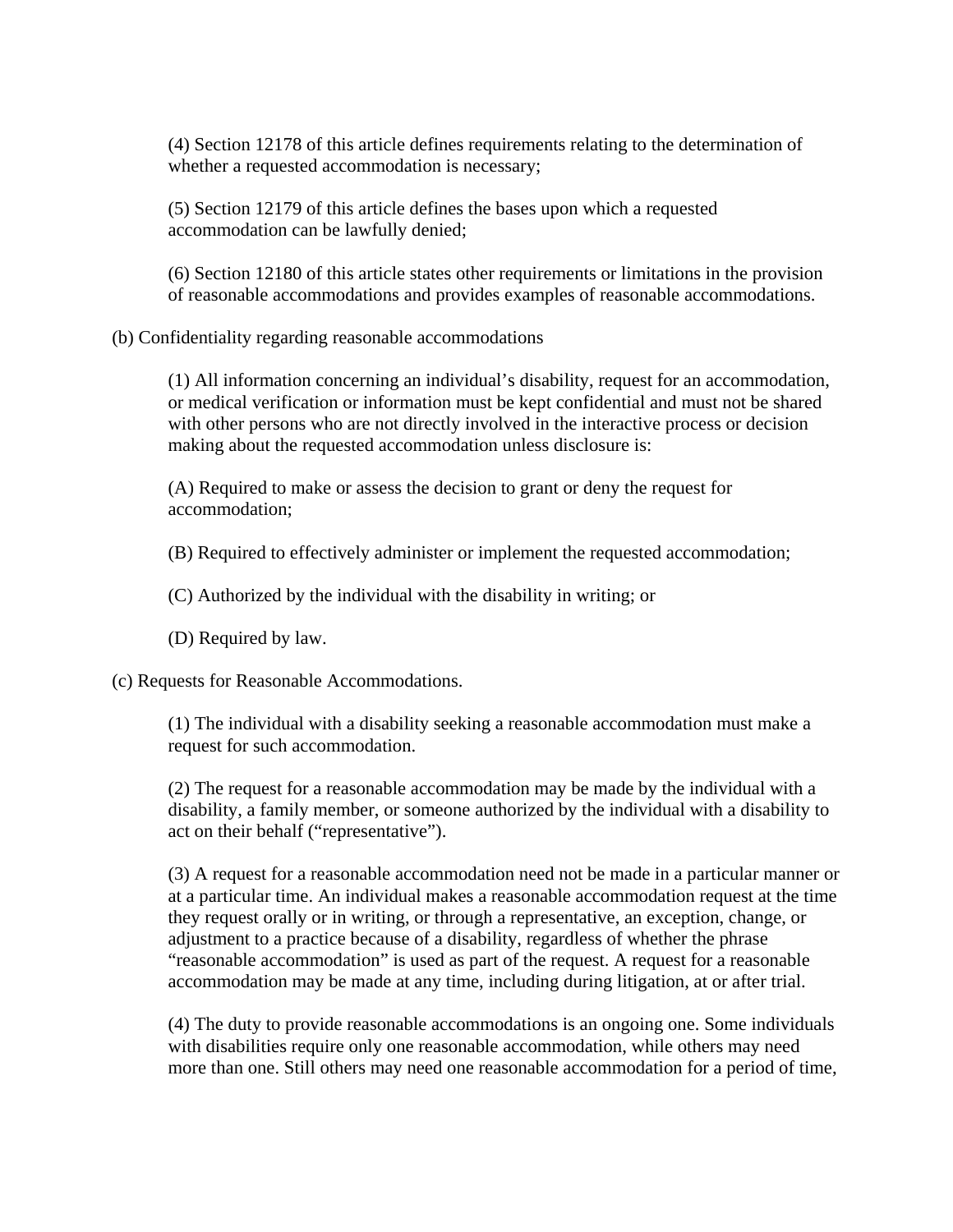(4) Section 12178 of this article defines requirements relating to the determination of whether a requested accommodation is necessary;

(5) Section 12179 of this article defines the bases upon which a requested accommodation can be lawfully denied;

(6) Section 12180 of this article states other requirements or limitations in the provision of reasonable accommodations and provides examples of reasonable accommodations.

(b) Confidentiality regarding reasonable accommodations

(1) All information concerning an individual's disability, request for an accommodation, or medical verification or information must be kept confidential and must not be shared with other persons who are not directly involved in the interactive process or decision making about the requested accommodation unless disclosure is:

(A) Required to make or assess the decision to grant or deny the request for accommodation;

(B) Required to effectively administer or implement the requested accommodation;

(C) Authorized by the individual with the disability in writing; or

(D) Required by law.

(c) Requests for Reasonable Accommodations.

(1) The individual with a disability seeking a reasonable accommodation must make a request for such accommodation.

(2) The request for a reasonable accommodation may be made by the individual with a disability, a family member, or someone authorized by the individual with a disability to act on their behalf ("representative").

(3) A request for a reasonable accommodation need not be made in a particular manner or at a particular time. An individual makes a reasonable accommodation request at the time they request orally or in writing, or through a representative, an exception, change, or adjustment to a practice because of a disability, regardless of whether the phrase "reasonable accommodation" is used as part of the request. A request for a reasonable accommodation may be made at any time, including during litigation, at or after trial.

(4) The duty to provide reasonable accommodations is an ongoing one. Some individuals with disabilities require only one reasonable accommodation, while others may need more than one. Still others may need one reasonable accommodation for a period of time,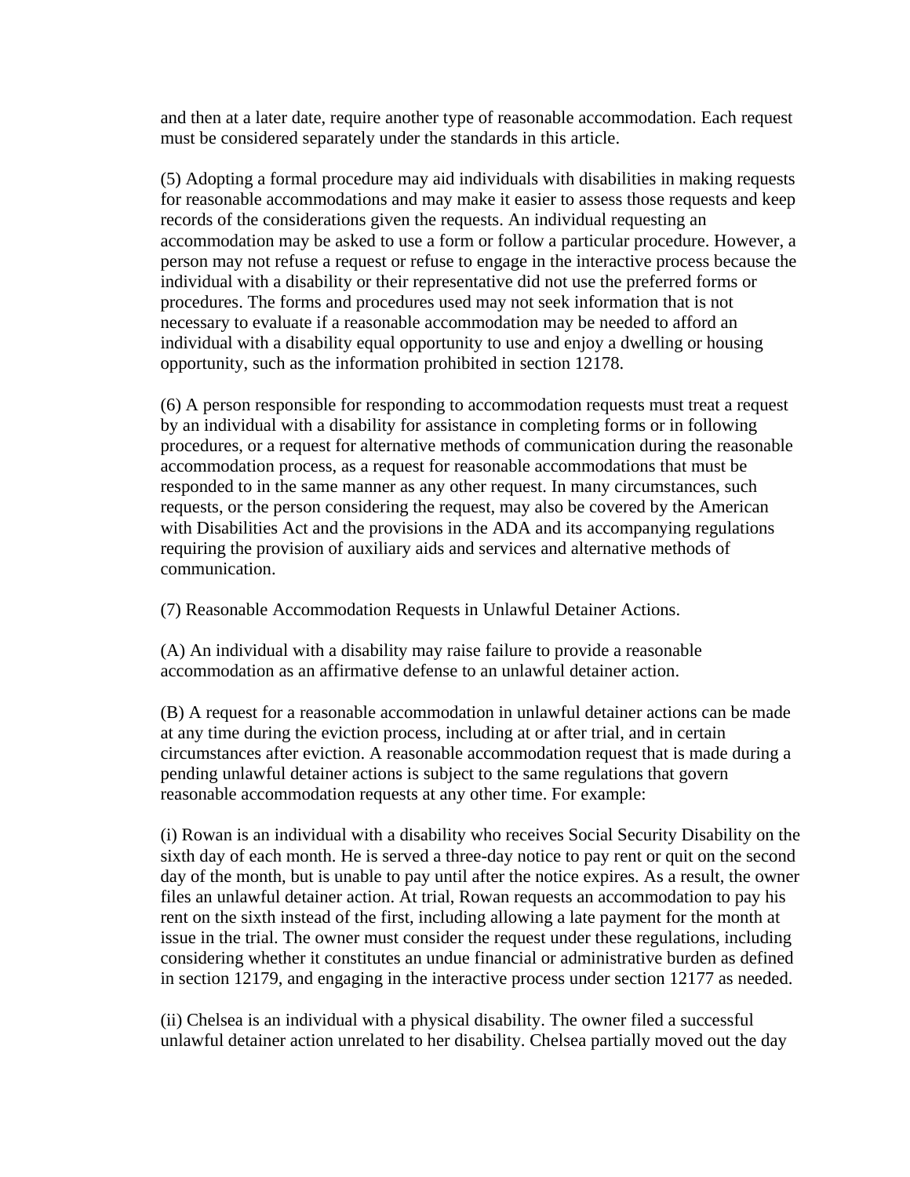and then at a later date, require another type of reasonable accommodation. Each request must be considered separately under the standards in this article.

(5) Adopting a formal procedure may aid individuals with disabilities in making requests for reasonable accommodations and may make it easier to assess those requests and keep records of the considerations given the requests. An individual requesting an accommodation may be asked to use a form or follow a particular procedure. However, a person may not refuse a request or refuse to engage in the interactive process because the individual with a disability or their representative did not use the preferred forms or procedures. The forms and procedures used may not seek information that is not necessary to evaluate if a reasonable accommodation may be needed to afford an individual with a disability equal opportunity to use and enjoy a dwelling or housing opportunity, such as the information prohibited in section 12178.

(6) A person responsible for responding to accommodation requests must treat a request by an individual with a disability for assistance in completing forms or in following procedures, or a request for alternative methods of communication during the reasonable accommodation process, as a request for reasonable accommodations that must be responded to in the same manner as any other request. In many circumstances, such requests, or the person considering the request, may also be covered by the American with Disabilities Act and the provisions in the ADA and its accompanying regulations requiring the provision of auxiliary aids and services and alternative methods of communication.

(7) Reasonable Accommodation Requests in Unlawful Detainer Actions.

(A) An individual with a disability may raise failure to provide a reasonable accommodation as an affirmative defense to an unlawful detainer action.

(B) A request for a reasonable accommodation in unlawful detainer actions can be made at any time during the eviction process, including at or after trial, and in certain circumstances after eviction. A reasonable accommodation request that is made during a pending unlawful detainer actions is subject to the same regulations that govern reasonable accommodation requests at any other time. For example:

(i) Rowan is an individual with a disability who receives Social Security Disability on the sixth day of each month. He is served a three-day notice to pay rent or quit on the second day of the month, but is unable to pay until after the notice expires. As a result, the owner files an unlawful detainer action. At trial, Rowan requests an accommodation to pay his rent on the sixth instead of the first, including allowing a late payment for the month at issue in the trial. The owner must consider the request under these regulations, including considering whether it constitutes an undue financial or administrative burden as defined in section 12179, and engaging in the interactive process under section 12177 as needed.

(ii) Chelsea is an individual with a physical disability. The owner filed a successful unlawful detainer action unrelated to her disability. Chelsea partially moved out the day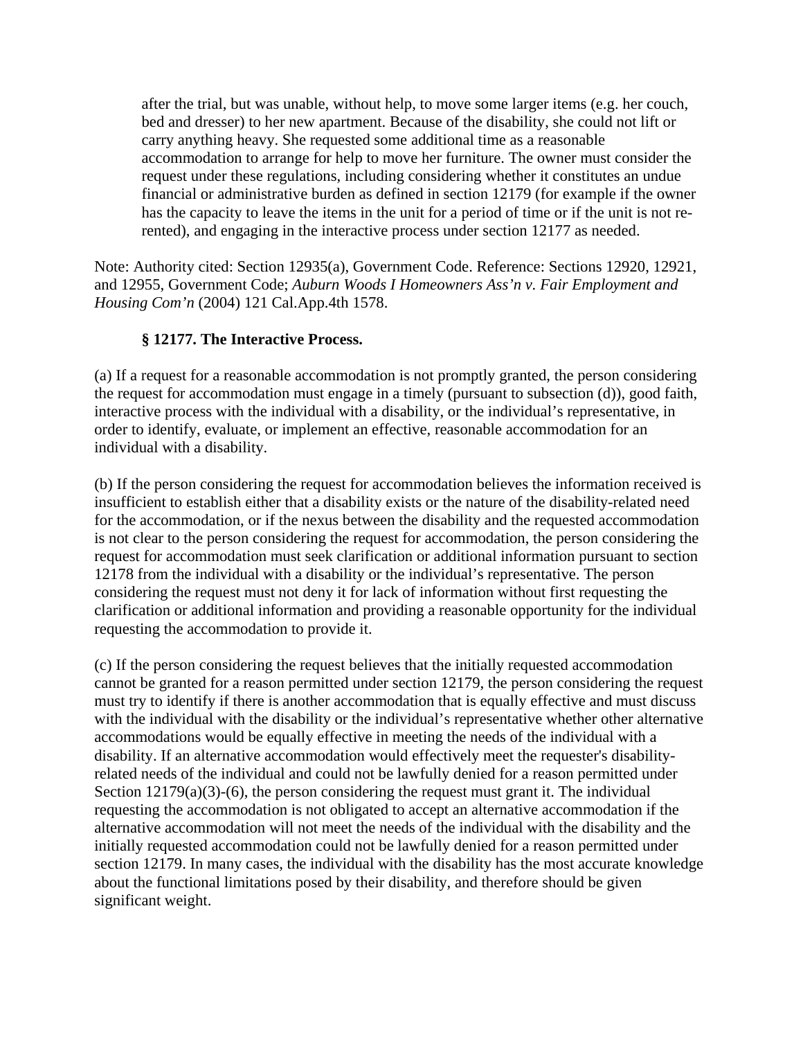> after the trial, but was unable, without help, to move some larger items (e.g. her couch, bed and dresser) to her new apartment. Because of the disability, she could not lift or carry anything heavy. She requested some additional time as a reasonable accommodation to arrange for help to move her furniture. The owner must consider the request under these regulations, including considering whether it constitutes an undue financial or administrative burden as defined in section 12179 (for example if the owner has the capacity to leave the items in the unit for a period of time or if the unit is not re-rented), and engaging in the interactive process under section 12177 as needed.

Note: Authority cited: Section 12935(a), Government Code. Reference: Sections 12920, 12921, and 12955, Government Code; *Auburn Woods I Homeowners Ass'n v. Fair Employment and Housing Com'n* (2004) 121 Cal.App.4th 1578.

### § 12177. The Interactive Process.

(a) If a request for a reasonable accommodation is not promptly granted, the person considering the request for accommodation must engage in a timely (pursuant to subsection (d)), good faith, interactive process with the individual with a disability, or the individual's representative, in order to identify, evaluate, or implement an effective, reasonable accommodation for an individual with a disability.

(b) If the person considering the request for accommodation believes the information received is insufficient to establish either that a disability exists or the nature of the disability-related need for the accommodation, or if the nexus between the disability and the requested accommodation is not clear to the person considering the request for accommodation, the person considering the request for accommodation must seek clarification or additional information pursuant to section 12178 from the individual with a disability or the individual's representative. The person considering the request must not deny it for lack of information without first requesting the clarification or additional information and providing a reasonable opportunity for the individual requesting the accommodation to provide it.

(c) If the person considering the request believes that the initially requested accommodation cannot be granted for a reason permitted under section 12179, the person considering the request must try to identify if there is another accommodation that is equally effective and must discuss with the individual with the disability or the individual's representative whether other alternative accommodations would be equally effective in meeting the needs of the individual with a disability. If an alternative accommodation would effectively meet the requester's disability-related needs of the individual and could not be lawfully denied for a reason permitted under Section 12179(a)(3)-(6), the person considering the request must grant it. The individual requesting the accommodation is not obligated to accept an alternative accommodation if the alternative accommodation will not meet the needs of the individual with the disability and the initially requested accommodation could not be lawfully denied for a reason permitted under section 12179. In many cases, the individual with the disability has the most accurate knowledge about the functional limitations posed by their disability, and therefore should be given significant weight.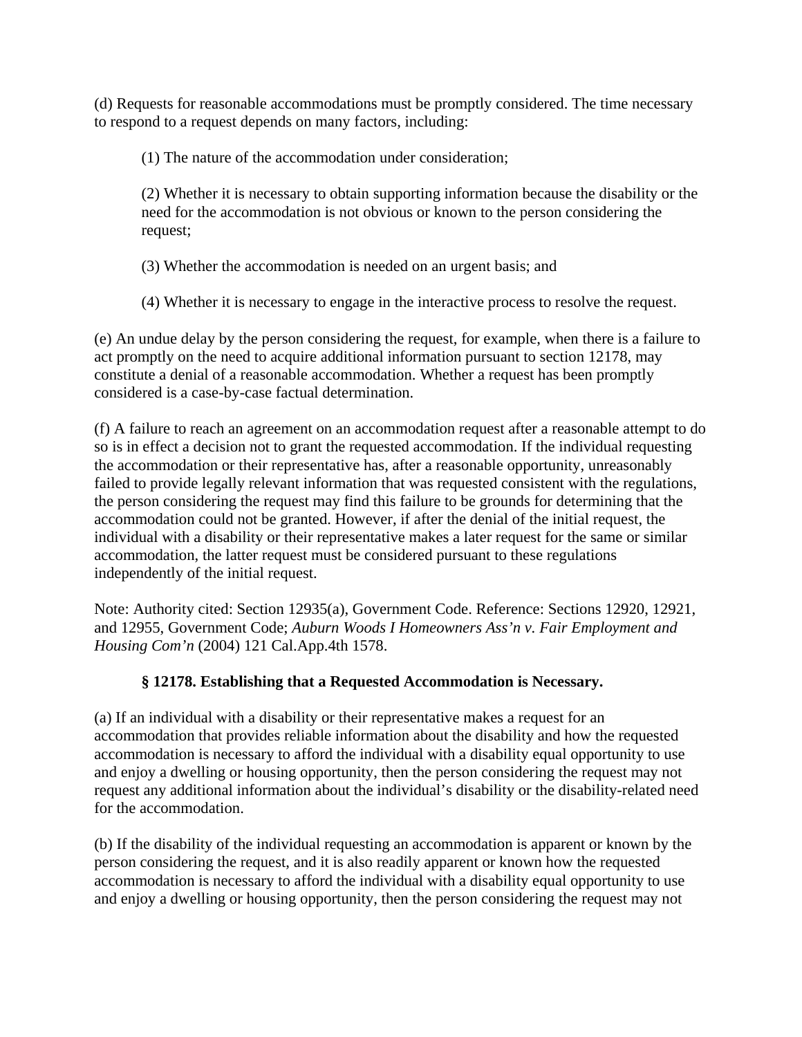(d) Requests for reasonable accommodations must be promptly considered. The time necessary to respond to a request depends on many factors, including:

> (1) The nature of the accommodation under consideration;
>
> (2) Whether it is necessary to obtain supporting information because the disability or the need for the accommodation is not obvious or known to the person considering the request;
>
> (3) Whether the accommodation is needed on an urgent basis; and
>
> (4) Whether it is necessary to engage in the interactive process to resolve the request.

(e) An undue delay by the person considering the request, for example, when there is a failure to act promptly on the need to acquire additional information pursuant to section 12178, may constitute a denial of a reasonable accommodation. Whether a request has been promptly considered is a case-by-case factual determination.

(f) A failure to reach an agreement on an accommodation request after a reasonable attempt to do so is in effect a decision not to grant the requested accommodation. If the individual requesting the accommodation or their representative has, after a reasonable opportunity, unreasonably failed to provide legally relevant information that was requested consistent with the regulations, the person considering the request may find this failure to be grounds for determining that the accommodation could not be granted. However, if after the denial of the initial request, the individual with a disability or their representative makes a later request for the same or similar accommodation, the latter request must be considered pursuant to these regulations independently of the initial request.

Note: Authority cited: Section 12935(a), Government Code. Reference: Sections 12920, 12921, and 12955, Government Code; *Auburn Woods I Homeowners Ass'n v. Fair Employment and Housing Com'n* (2004) 121 Cal.App.4th 1578.

### § 12178. Establishing that a Requested Accommodation is Necessary.

(a) If an individual with a disability or their representative makes a request for an accommodation that provides reliable information about the disability and how the requested accommodation is necessary to afford the individual with a disability equal opportunity to use and enjoy a dwelling or housing opportunity, then the person considering the request may not request any additional information about the individual's disability or the disability-related need for the accommodation.

(b) If the disability of the individual requesting an accommodation is apparent or known by the person considering the request, and it is also readily apparent or known how the requested accommodation is necessary to afford the individual with a disability equal opportunity to use and enjoy a dwelling or housing opportunity, then the person considering the request may not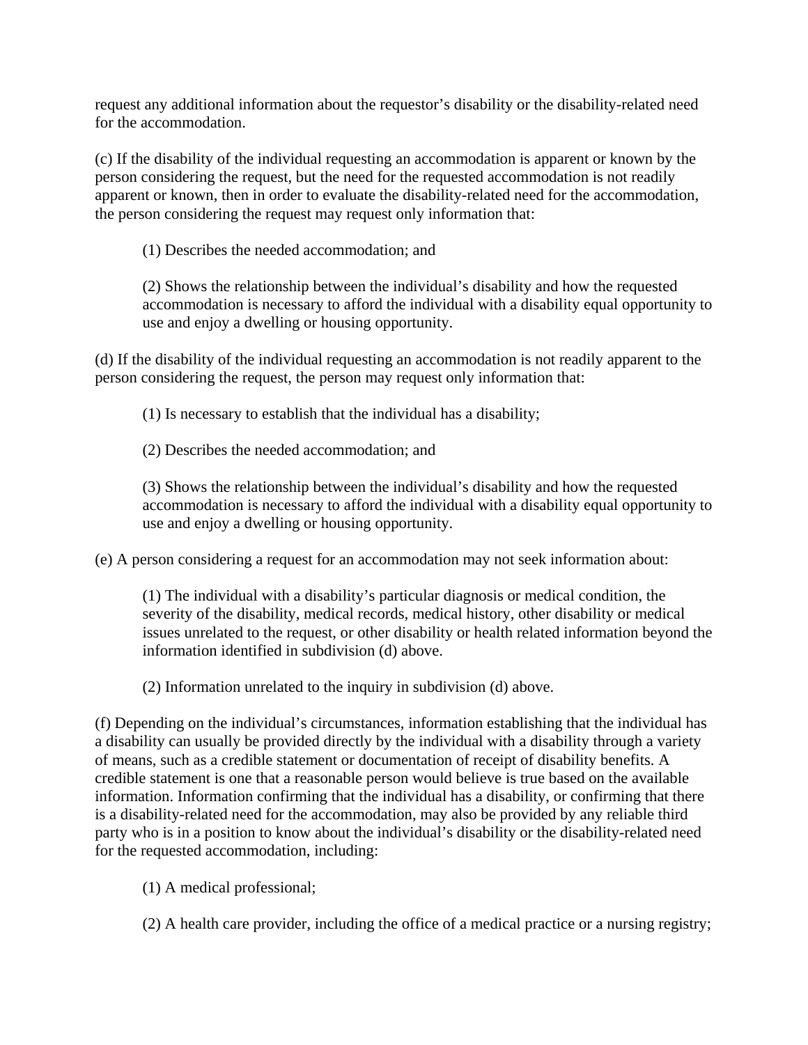request any additional information about the requestor’s disability or the disability-related need for the accommodation.

(c) If the disability of the individual requesting an accommodation is apparent or known by the person considering the request, but the need for the requested accommodation is not readily apparent or known, then in order to evaluate the disability-related need for the accommodation, the person considering the request may request only information that:

> (1) Describes the needed accommodation; and
>
> (2) Shows the relationship between the individual’s disability and how the requested accommodation is necessary to afford the individual with a disability equal opportunity to use and enjoy a dwelling or housing opportunity.

(d) If the disability of the individual requesting an accommodation is not readily apparent to the person considering the request, the person may request only information that:

> (1) Is necessary to establish that the individual has a disability;
>
> (2) Describes the needed accommodation; and
>
> (3) Shows the relationship between the individual’s disability and how the requested accommodation is necessary to afford the individual with a disability equal opportunity to use and enjoy a dwelling or housing opportunity.

(e) A person considering a request for an accommodation may not seek information about:

> (1) The individual with a disability’s particular diagnosis or medical condition, the severity of the disability, medical records, medical history, other disability or medical issues unrelated to the request, or other disability or health related information beyond the information identified in subdivision (d) above.
>
> (2) Information unrelated to the inquiry in subdivision (d) above.

(f) Depending on the individual’s circumstances, information establishing that the individual has a disability can usually be provided directly by the individual with a disability through a variety of means, such as a credible statement or documentation of receipt of disability benefits. A credible statement is one that a reasonable person would believe is true based on the available information. Information confirming that the individual has a disability, or confirming that there is a disability-related need for the accommodation, may also be provided by any reliable third party who is in a position to know about the individual’s disability or the disability-related need for the requested accommodation, including:

> (1) A medical professional;
>
> (2) A health care provider, including the office of a medical practice or a nursing registry;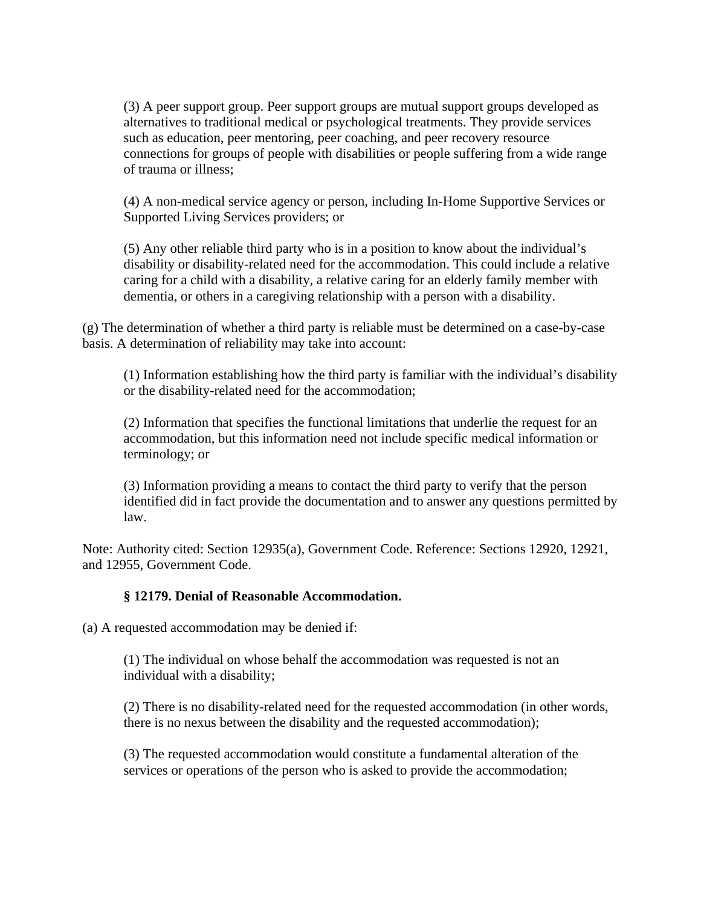(3) A peer support group. Peer support groups are mutual support groups developed as alternatives to traditional medical or psychological treatments. They provide services such as education, peer mentoring, peer coaching, and peer recovery resource connections for groups of people with disabilities or people suffering from a wide range of trauma or illness;

(4) A non-medical service agency or person, including In-Home Supportive Services or Supported Living Services providers; or

(5) Any other reliable third party who is in a position to know about the individual's disability or disability-related need for the accommodation. This could include a relative caring for a child with a disability, a relative caring for an elderly family member with dementia, or others in a caregiving relationship with a person with a disability.

(g) The determination of whether a third party is reliable must be determined on a case-by-case basis. A determination of reliability may take into account:

(1) Information establishing how the third party is familiar with the individual's disability or the disability-related need for the accommodation;

(2) Information that specifies the functional limitations that underlie the request for an accommodation, but this information need not include specific medical information or terminology; or

(3) Information providing a means to contact the third party to verify that the person identified did in fact provide the documentation and to answer any questions permitted by law.

Note: Authority cited: Section 12935(a), Government Code. Reference: Sections 12920, 12921, and 12955, Government Code.

**§ 12179. Denial of Reasonable Accommodation.**

(a) A requested accommodation may be denied if:

(1) The individual on whose behalf the accommodation was requested is not an individual with a disability;

(2) There is no disability-related need for the requested accommodation (in other words, there is no nexus between the disability and the requested accommodation);

(3) The requested accommodation would constitute a fundamental alteration of the services or operations of the person who is asked to provide the accommodation;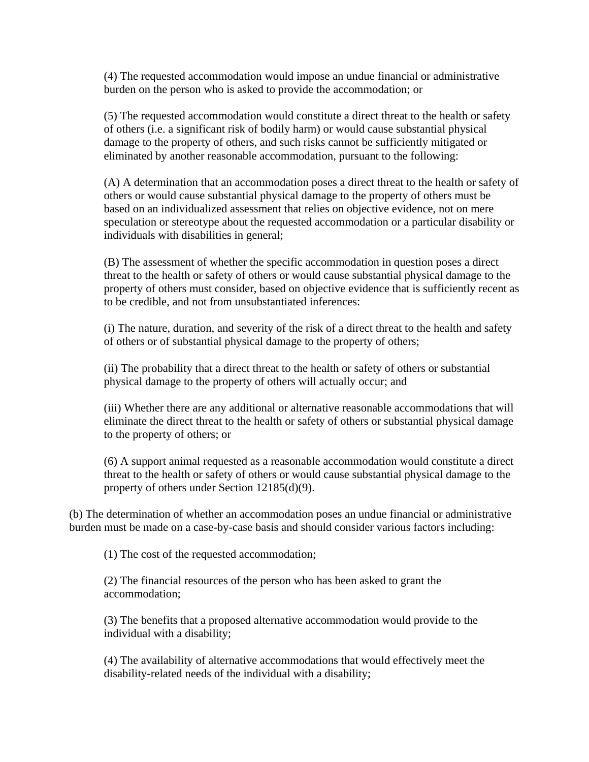(4) The requested accommodation would impose an undue financial or administrative burden on the person who is asked to provide the accommodation; or

(5) The requested accommodation would constitute a direct threat to the health or safety of others (i.e. a significant risk of bodily harm) or would cause substantial physical damage to the property of others, and such risks cannot be sufficiently mitigated or eliminated by another reasonable accommodation, pursuant to the following:

(A) A determination that an accommodation poses a direct threat to the health or safety of others or would cause substantial physical damage to the property of others must be based on an individualized assessment that relies on objective evidence, not on mere speculation or stereotype about the requested accommodation or a particular disability or individuals with disabilities in general;

(B) The assessment of whether the specific accommodation in question poses a direct threat to the health or safety of others or would cause substantial physical damage to the property of others must consider, based on objective evidence that is sufficiently recent as to be credible, and not from unsubstantiated inferences:

(i) The nature, duration, and severity of the risk of a direct threat to the health and safety of others or of substantial physical damage to the property of others;

(ii) The probability that a direct threat to the health or safety of others or substantial physical damage to the property of others will actually occur; and

(iii) Whether there are any additional or alternative reasonable accommodations that will eliminate the direct threat to the health or safety of others or substantial physical damage to the property of others; or

(6) A support animal requested as a reasonable accommodation would constitute a direct threat to the health or safety of others or would cause substantial physical damage to the property of others under Section 12185(d)(9).

(b) The determination of whether an accommodation poses an undue financial or administrative burden must be made on a case-by-case basis and should consider various factors including:

(1) The cost of the requested accommodation;

(2) The financial resources of the person who has been asked to grant the accommodation;

(3) The benefits that a proposed alternative accommodation would provide to the individual with a disability;

(4) The availability of alternative accommodations that would effectively meet the disability-related needs of the individual with a disability;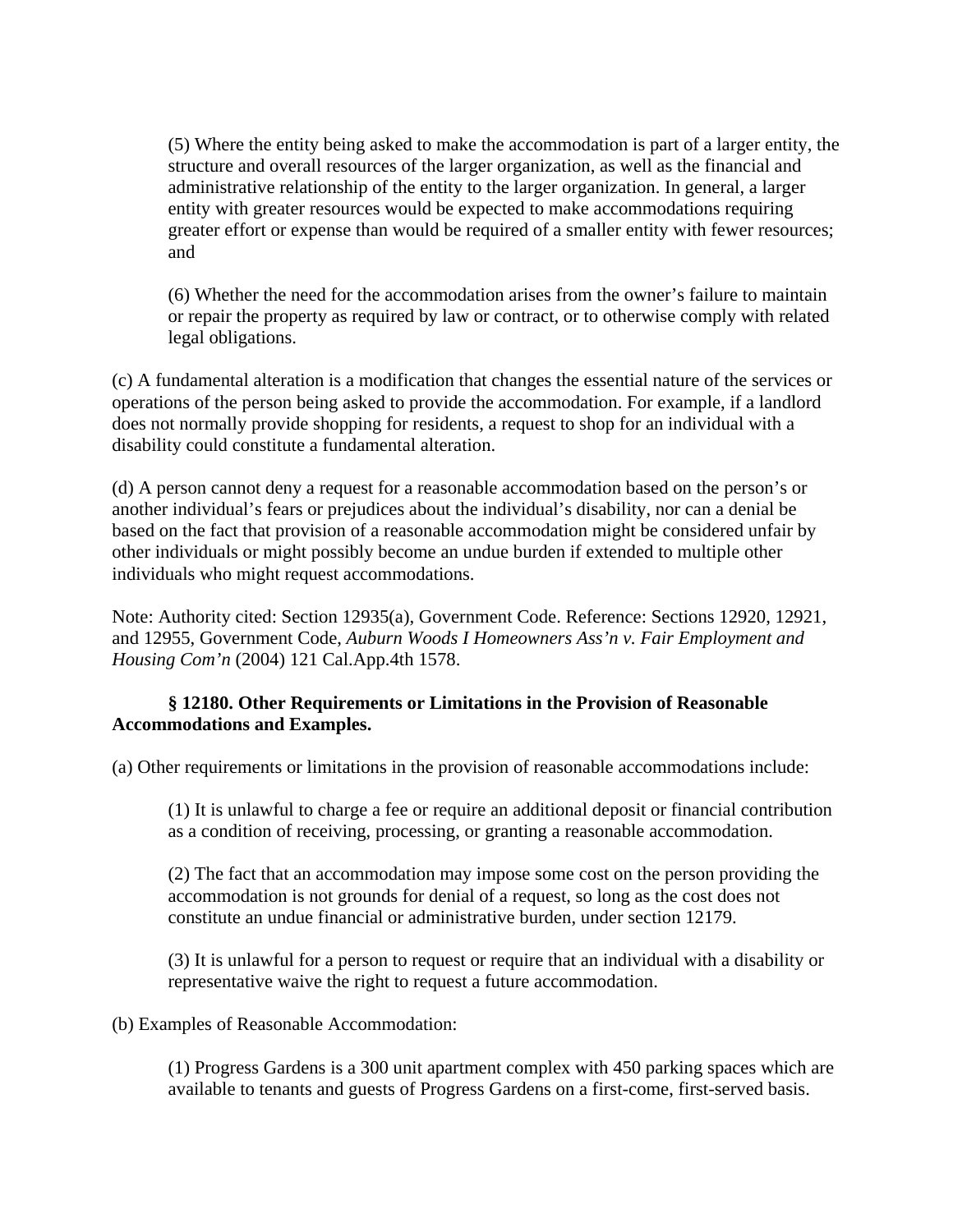(5) Where the entity being asked to make the accommodation is part of a larger entity, the structure and overall resources of the larger organization, as well as the financial and administrative relationship of the entity to the larger organization. In general, a larger entity with greater resources would be expected to make accommodations requiring greater effort or expense than would be required of a smaller entity with fewer resources; and

(6) Whether the need for the accommodation arises from the owner's failure to maintain or repair the property as required by law or contract, or to otherwise comply with related legal obligations.

(c) A fundamental alteration is a modification that changes the essential nature of the services or operations of the person being asked to provide the accommodation. For example, if a landlord does not normally provide shopping for residents, a request to shop for an individual with a disability could constitute a fundamental alteration.

(d) A person cannot deny a request for a reasonable accommodation based on the person's or another individual's fears or prejudices about the individual's disability, nor can a denial be based on the fact that provision of a reasonable accommodation might be considered unfair by other individuals or might possibly become an undue burden if extended to multiple other individuals who might request accommodations.

Note: Authority cited: Section 12935(a), Government Code. Reference: Sections 12920, 12921, and 12955, Government Code, *Auburn Woods I Homeowners Ass'n v. Fair Employment and Housing Com'n* (2004) 121 Cal.App.4th 1578.

**§ 12180. Other Requirements or Limitations in the Provision of Reasonable Accommodations and Examples.**

(a) Other requirements or limitations in the provision of reasonable accommodations include:

(1) It is unlawful to charge a fee or require an additional deposit or financial contribution as a condition of receiving, processing, or granting a reasonable accommodation.

(2) The fact that an accommodation may impose some cost on the person providing the accommodation is not grounds for denial of a request, so long as the cost does not constitute an undue financial or administrative burden, under section 12179.

(3) It is unlawful for a person to request or require that an individual with a disability or representative waive the right to request a future accommodation.

(b) Examples of Reasonable Accommodation:

(1) Progress Gardens is a 300 unit apartment complex with 450 parking spaces which are available to tenants and guests of Progress Gardens on a first-come, first-served basis.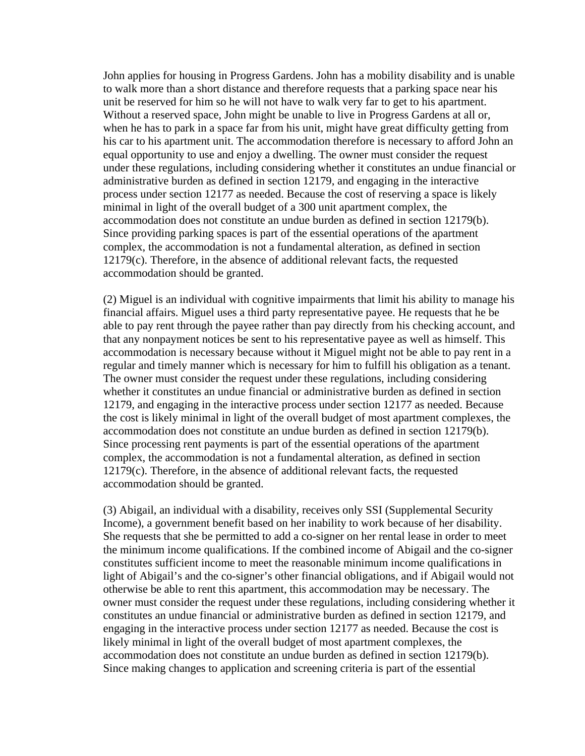John applies for housing in Progress Gardens. John has a mobility disability and is unable to walk more than a short distance and therefore requests that a parking space near his unit be reserved for him so he will not have to walk very far to get to his apartment. Without a reserved space, John might be unable to live in Progress Gardens at all or, when he has to park in a space far from his unit, might have great difficulty getting from his car to his apartment unit. The accommodation therefore is necessary to afford John an equal opportunity to use and enjoy a dwelling. The owner must consider the request under these regulations, including considering whether it constitutes an undue financial or administrative burden as defined in section 12179, and engaging in the interactive process under section 12177 as needed. Because the cost of reserving a space is likely minimal in light of the overall budget of a 300 unit apartment complex, the accommodation does not constitute an undue burden as defined in section 12179(b). Since providing parking spaces is part of the essential operations of the apartment complex, the accommodation is not a fundamental alteration, as defined in section 12179(c). Therefore, in the absence of additional relevant facts, the requested accommodation should be granted.

(2) Miguel is an individual with cognitive impairments that limit his ability to manage his financial affairs. Miguel uses a third party representative payee. He requests that he be able to pay rent through the payee rather than pay directly from his checking account, and that any nonpayment notices be sent to his representative payee as well as himself. This accommodation is necessary because without it Miguel might not be able to pay rent in a regular and timely manner which is necessary for him to fulfill his obligation as a tenant. The owner must consider the request under these regulations, including considering whether it constitutes an undue financial or administrative burden as defined in section 12179, and engaging in the interactive process under section 12177 as needed. Because the cost is likely minimal in light of the overall budget of most apartment complexes, the accommodation does not constitute an undue burden as defined in section 12179(b). Since processing rent payments is part of the essential operations of the apartment complex, the accommodation is not a fundamental alteration, as defined in section 12179(c). Therefore, in the absence of additional relevant facts, the requested accommodation should be granted.

(3) Abigail, an individual with a disability, receives only SSI (Supplemental Security Income), a government benefit based on her inability to work because of her disability. She requests that she be permitted to add a co-signer on her rental lease in order to meet the minimum income qualifications. If the combined income of Abigail and the co-signer constitutes sufficient income to meet the reasonable minimum income qualifications in light of Abigail's and the co-signer's other financial obligations, and if Abigail would not otherwise be able to rent this apartment, this accommodation may be necessary. The owner must consider the request under these regulations, including considering whether it constitutes an undue financial or administrative burden as defined in section 12179, and engaging in the interactive process under section 12177 as needed. Because the cost is likely minimal in light of the overall budget of most apartment complexes, the accommodation does not constitute an undue burden as defined in section 12179(b). Since making changes to application and screening criteria is part of the essential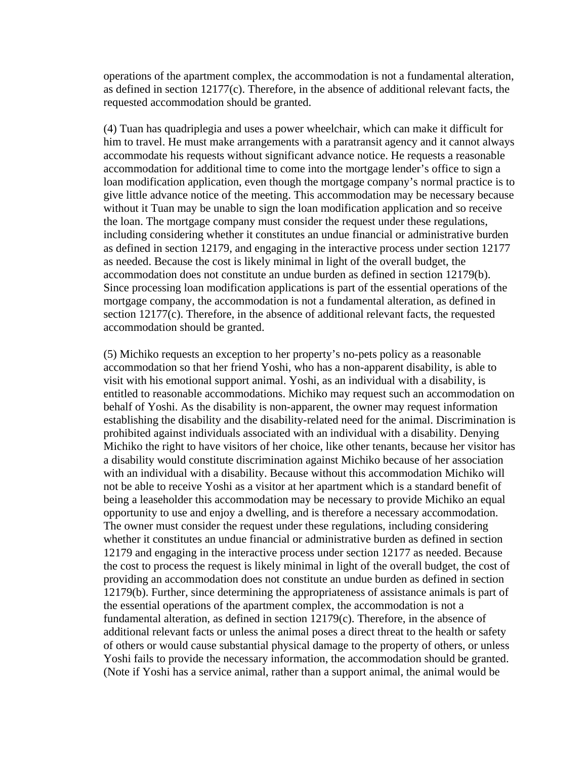operations of the apartment complex, the accommodation is not a fundamental alteration, as defined in section 12177(c). Therefore, in the absence of additional relevant facts, the requested accommodation should be granted.

(4) Tuan has quadriplegia and uses a power wheelchair, which can make it difficult for him to travel. He must make arrangements with a paratransit agency and it cannot always accommodate his requests without significant advance notice. He requests a reasonable accommodation for additional time to come into the mortgage lender's office to sign a loan modification application, even though the mortgage company's normal practice is to give little advance notice of the meeting. This accommodation may be necessary because without it Tuan may be unable to sign the loan modification application and so receive the loan. The mortgage company must consider the request under these regulations, including considering whether it constitutes an undue financial or administrative burden as defined in section 12179, and engaging in the interactive process under section 12177 as needed. Because the cost is likely minimal in light of the overall budget, the accommodation does not constitute an undue burden as defined in section 12179(b). Since processing loan modification applications is part of the essential operations of the mortgage company, the accommodation is not a fundamental alteration, as defined in section 12177(c). Therefore, in the absence of additional relevant facts, the requested accommodation should be granted.

(5) Michiko requests an exception to her property's no-pets policy as a reasonable accommodation so that her friend Yoshi, who has a non-apparent disability, is able to visit with his emotional support animal. Yoshi, as an individual with a disability, is entitled to reasonable accommodations. Michiko may request such an accommodation on behalf of Yoshi. As the disability is non-apparent, the owner may request information establishing the disability and the disability-related need for the animal. Discrimination is prohibited against individuals associated with an individual with a disability. Denying Michiko the right to have visitors of her choice, like other tenants, because her visitor has a disability would constitute discrimination against Michiko because of her association with an individual with a disability. Because without this accommodation Michiko will not be able to receive Yoshi as a visitor at her apartment which is a standard benefit of being a leaseholder this accommodation may be necessary to provide Michiko an equal opportunity to use and enjoy a dwelling, and is therefore a necessary accommodation. The owner must consider the request under these regulations, including considering whether it constitutes an undue financial or administrative burden as defined in section 12179 and engaging in the interactive process under section 12177 as needed. Because the cost to process the request is likely minimal in light of the overall budget, the cost of providing an accommodation does not constitute an undue burden as defined in section 12179(b). Further, since determining the appropriateness of assistance animals is part of the essential operations of the apartment complex, the accommodation is not a fundamental alteration, as defined in section 12179(c). Therefore, in the absence of additional relevant facts or unless the animal poses a direct threat to the health or safety of others or would cause substantial physical damage to the property of others, or unless Yoshi fails to provide the necessary information, the accommodation should be granted. (Note if Yoshi has a service animal, rather than a support animal, the animal would be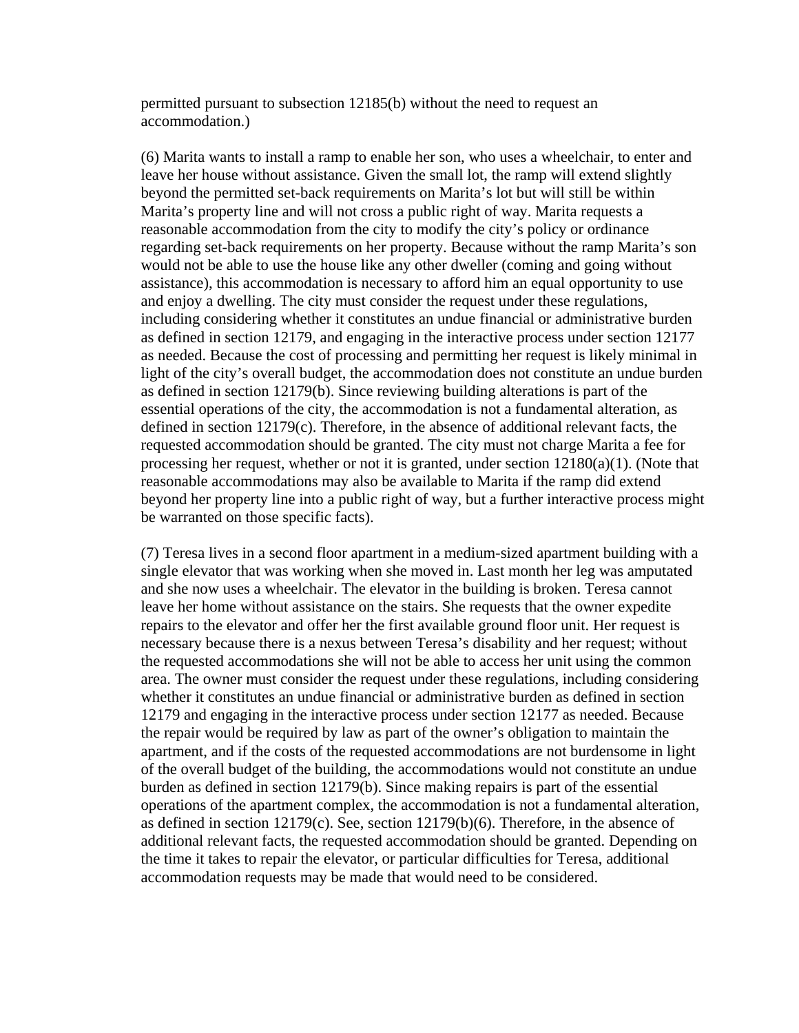permitted pursuant to subsection 12185(b) without the need to request an accommodation.)

(6) Marita wants to install a ramp to enable her son, who uses a wheelchair, to enter and leave her house without assistance. Given the small lot, the ramp will extend slightly beyond the permitted set-back requirements on Marita's lot but will still be within Marita's property line and will not cross a public right of way. Marita requests a reasonable accommodation from the city to modify the city's policy or ordinance regarding set-back requirements on her property. Because without the ramp Marita's son would not be able to use the house like any other dweller (coming and going without assistance), this accommodation is necessary to afford him an equal opportunity to use and enjoy a dwelling. The city must consider the request under these regulations, including considering whether it constitutes an undue financial or administrative burden as defined in section 12179, and engaging in the interactive process under section 12177 as needed. Because the cost of processing and permitting her request is likely minimal in light of the city's overall budget, the accommodation does not constitute an undue burden as defined in section 12179(b). Since reviewing building alterations is part of the essential operations of the city, the accommodation is not a fundamental alteration, as defined in section 12179(c). Therefore, in the absence of additional relevant facts, the requested accommodation should be granted. The city must not charge Marita a fee for processing her request, whether or not it is granted, under section 12180(a)(1). (Note that reasonable accommodations may also be available to Marita if the ramp did extend beyond her property line into a public right of way, but a further interactive process might be warranted on those specific facts).

(7) Teresa lives in a second floor apartment in a medium-sized apartment building with a single elevator that was working when she moved in. Last month her leg was amputated and she now uses a wheelchair. The elevator in the building is broken. Teresa cannot leave her home without assistance on the stairs. She requests that the owner expedite repairs to the elevator and offer her the first available ground floor unit. Her request is necessary because there is a nexus between Teresa's disability and her request; without the requested accommodations she will not be able to access her unit using the common area. The owner must consider the request under these regulations, including considering whether it constitutes an undue financial or administrative burden as defined in section 12179 and engaging in the interactive process under section 12177 as needed. Because the repair would be required by law as part of the owner's obligation to maintain the apartment, and if the costs of the requested accommodations are not burdensome in light of the overall budget of the building, the accommodations would not constitute an undue burden as defined in section 12179(b). Since making repairs is part of the essential operations of the apartment complex, the accommodation is not a fundamental alteration, as defined in section 12179(c). See, section 12179(b)(6). Therefore, in the absence of additional relevant facts, the requested accommodation should be granted. Depending on the time it takes to repair the elevator, or particular difficulties for Teresa, additional accommodation requests may be made that would need to be considered.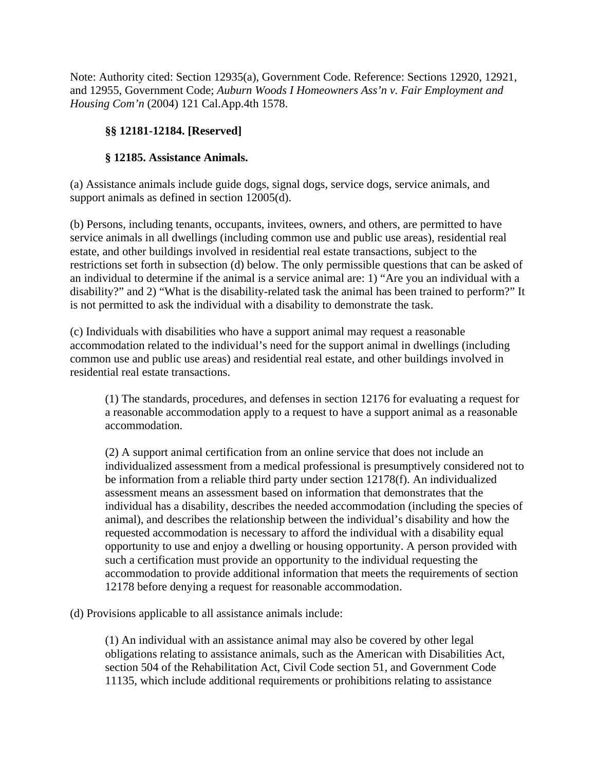Note: Authority cited: Section 12935(a), Government Code. Reference: Sections 12920, 12921, and 12955, Government Code; *Auburn Woods I Homeowners Ass'n v. Fair Employment and Housing Com'n* (2004) 121 Cal.App.4th 1578.

**§§ 12181-12184. [Reserved]**

**§ 12185. Assistance Animals.**

(a) Assistance animals include guide dogs, signal dogs, service dogs, service animals, and support animals as defined in section 12005(d).

(b) Persons, including tenants, occupants, invitees, owners, and others, are permitted to have service animals in all dwellings (including common use and public use areas), residential real estate, and other buildings involved in residential real estate transactions, subject to the restrictions set forth in subsection (d) below. The only permissible questions that can be asked of an individual to determine if the animal is a service animal are: 1) "Are you an individual with a disability?" and 2) "What is the disability-related task the animal has been trained to perform?" It is not permitted to ask the individual with a disability to demonstrate the task.

(c) Individuals with disabilities who have a support animal may request a reasonable accommodation related to the individual's need for the support animal in dwellings (including common use and public use areas) and residential real estate, and other buildings involved in residential real estate transactions.

> (1) The standards, procedures, and defenses in section 12176 for evaluating a request for a reasonable accommodation apply to a request to have a support animal as a reasonable accommodation.
>
> (2) A support animal certification from an online service that does not include an individualized assessment from a medical professional is presumptively considered not to be information from a reliable third party under section 12178(f). An individualized assessment means an assessment based on information that demonstrates that the individual has a disability, describes the needed accommodation (including the species of animal), and describes the relationship between the individual's disability and how the requested accommodation is necessary to afford the individual with a disability equal opportunity to use and enjoy a dwelling or housing opportunity. A person provided with such a certification must provide an opportunity to the individual requesting the accommodation to provide additional information that meets the requirements of section 12178 before denying a request for reasonable accommodation.

(d) Provisions applicable to all assistance animals include:

> (1) An individual with an assistance animal may also be covered by other legal obligations relating to assistance animals, such as the American with Disabilities Act, section 504 of the Rehabilitation Act, Civil Code section 51, and Government Code 11135, which include additional requirements or prohibitions relating to assistance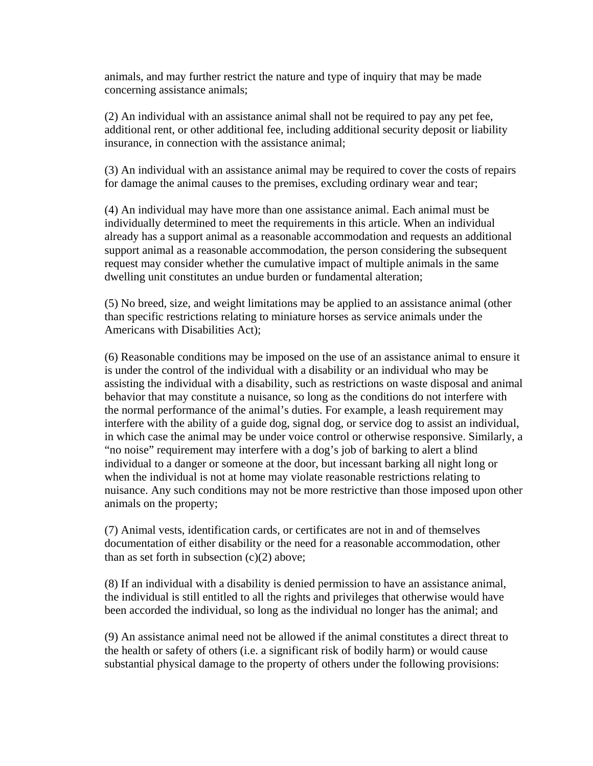animals, and may further restrict the nature and type of inquiry that may be made concerning assistance animals;

(2) An individual with an assistance animal shall not be required to pay any pet fee, additional rent, or other additional fee, including additional security deposit or liability insurance, in connection with the assistance animal;

(3) An individual with an assistance animal may be required to cover the costs of repairs for damage the animal causes to the premises, excluding ordinary wear and tear;

(4) An individual may have more than one assistance animal. Each animal must be individually determined to meet the requirements in this article. When an individual already has a support animal as a reasonable accommodation and requests an additional support animal as a reasonable accommodation, the person considering the subsequent request may consider whether the cumulative impact of multiple animals in the same dwelling unit constitutes an undue burden or fundamental alteration;

(5) No breed, size, and weight limitations may be applied to an assistance animal (other than specific restrictions relating to miniature horses as service animals under the Americans with Disabilities Act);

(6) Reasonable conditions may be imposed on the use of an assistance animal to ensure it is under the control of the individual with a disability or an individual who may be assisting the individual with a disability, such as restrictions on waste disposal and animal behavior that may constitute a nuisance, so long as the conditions do not interfere with the normal performance of the animal's duties. For example, a leash requirement may interfere with the ability of a guide dog, signal dog, or service dog to assist an individual, in which case the animal may be under voice control or otherwise responsive. Similarly, a "no noise" requirement may interfere with a dog's job of barking to alert a blind individual to a danger or someone at the door, but incessant barking all night long or when the individual is not at home may violate reasonable restrictions relating to nuisance. Any such conditions may not be more restrictive than those imposed upon other animals on the property;

(7) Animal vests, identification cards, or certificates are not in and of themselves documentation of either disability or the need for a reasonable accommodation, other than as set forth in subsection (c)(2) above;

(8) If an individual with a disability is denied permission to have an assistance animal, the individual is still entitled to all the rights and privileges that otherwise would have been accorded the individual, so long as the individual no longer has the animal; and

(9) An assistance animal need not be allowed if the animal constitutes a direct threat to the health or safety of others (i.e. a significant risk of bodily harm) or would cause substantial physical damage to the property of others under the following provisions: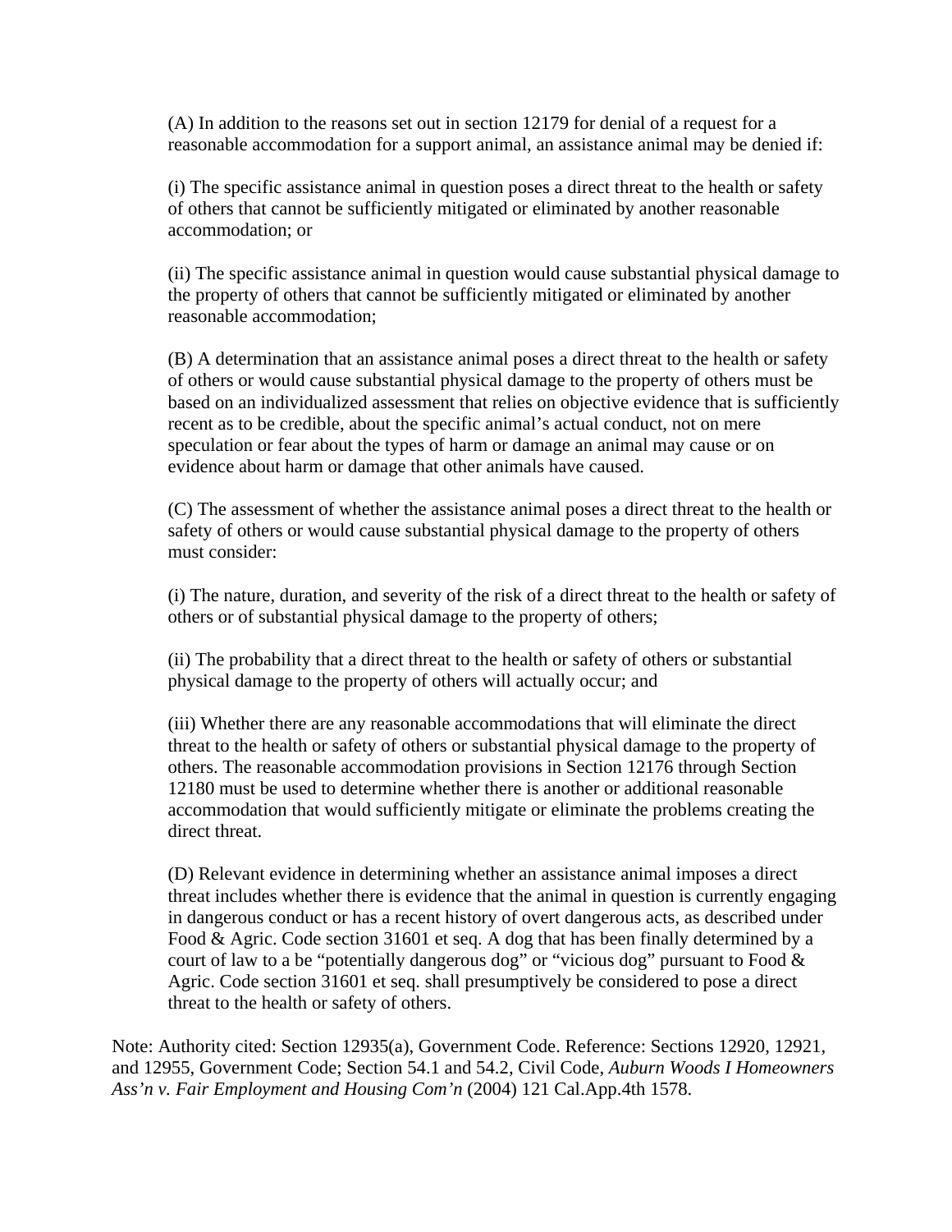(A) In addition to the reasons set out in section 12179 for denial of a request for a reasonable accommodation for a support animal, an assistance animal may be denied if:

(i) The specific assistance animal in question poses a direct threat to the health or safety of others that cannot be sufficiently mitigated or eliminated by another reasonable accommodation; or

(ii) The specific assistance animal in question would cause substantial physical damage to the property of others that cannot be sufficiently mitigated or eliminated by another reasonable accommodation;

(B) A determination that an assistance animal poses a direct threat to the health or safety of others or would cause substantial physical damage to the property of others must be based on an individualized assessment that relies on objective evidence that is sufficiently recent as to be credible, about the specific animal's actual conduct, not on mere speculation or fear about the types of harm or damage an animal may cause or on evidence about harm or damage that other animals have caused.

(C) The assessment of whether the assistance animal poses a direct threat to the health or safety of others or would cause substantial physical damage to the property of others must consider:

(i) The nature, duration, and severity of the risk of a direct threat to the health or safety of others or of substantial physical damage to the property of others;

(ii) The probability that a direct threat to the health or safety of others or substantial physical damage to the property of others will actually occur; and

(iii) Whether there are any reasonable accommodations that will eliminate the direct threat to the health or safety of others or substantial physical damage to the property of others. The reasonable accommodation provisions in Section 12176 through Section 12180 must be used to determine whether there is another or additional reasonable accommodation that would sufficiently mitigate or eliminate the problems creating the direct threat.

(D) Relevant evidence in determining whether an assistance animal imposes a direct threat includes whether there is evidence that the animal in question is currently engaging in dangerous conduct or has a recent history of overt dangerous acts, as described under Food & Agric. Code section 31601 et seq. A dog that has been finally determined by a court of law to a be "potentially dangerous dog" or "vicious dog" pursuant to Food & Agric. Code section 31601 et seq. shall presumptively be considered to pose a direct threat to the health or safety of others.

Note: Authority cited: Section 12935(a), Government Code. Reference: Sections 12920, 12921, and 12955, Government Code; Section 54.1 and 54.2, Civil Code, *Auburn Woods I Homeowners Ass'n v. Fair Employment and Housing Com'n* (2004) 121 Cal.App.4th 1578.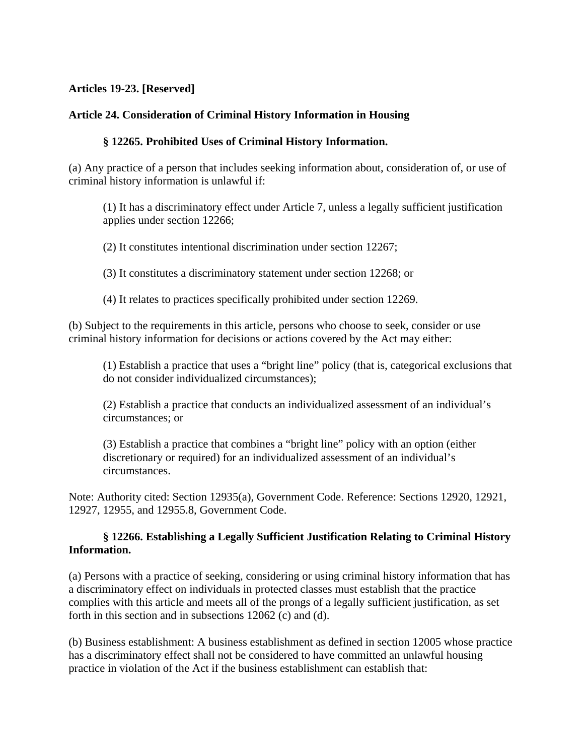**Articles 19-23. [Reserved]**

**Article 24. Consideration of Criminal History Information in Housing**

**§ 12265. Prohibited Uses of Criminal History Information.**

(a) Any practice of a person that includes seeking information about, consideration of, or use of criminal history information is unlawful if:

(1) It has a discriminatory effect under Article 7, unless a legally sufficient justification applies under section 12266;

(2) It constitutes intentional discrimination under section 12267;

(3) It constitutes a discriminatory statement under section 12268; or

(4) It relates to practices specifically prohibited under section 12269.

(b) Subject to the requirements in this article, persons who choose to seek, consider or use criminal history information for decisions or actions covered by the Act may either:

(1) Establish a practice that uses a "bright line" policy (that is, categorical exclusions that do not consider individualized circumstances);

(2) Establish a practice that conducts an individualized assessment of an individual's circumstances; or

(3) Establish a practice that combines a "bright line" policy with an option (either discretionary or required) for an individualized assessment of an individual's circumstances.

Note: Authority cited: Section 12935(a), Government Code. Reference: Sections 12920, 12921, 12927, 12955, and 12955.8, Government Code.

**§ 12266. Establishing a Legally Sufficient Justification Relating to Criminal History Information.**

(a) Persons with a practice of seeking, considering or using criminal history information that has a discriminatory effect on individuals in protected classes must establish that the practice complies with this article and meets all of the prongs of a legally sufficient justification, as set forth in this section and in subsections 12062 (c) and (d).

(b) Business establishment: A business establishment as defined in section 12005 whose practice has a discriminatory effect shall not be considered to have committed an unlawful housing practice in violation of the Act if the business establishment can establish that: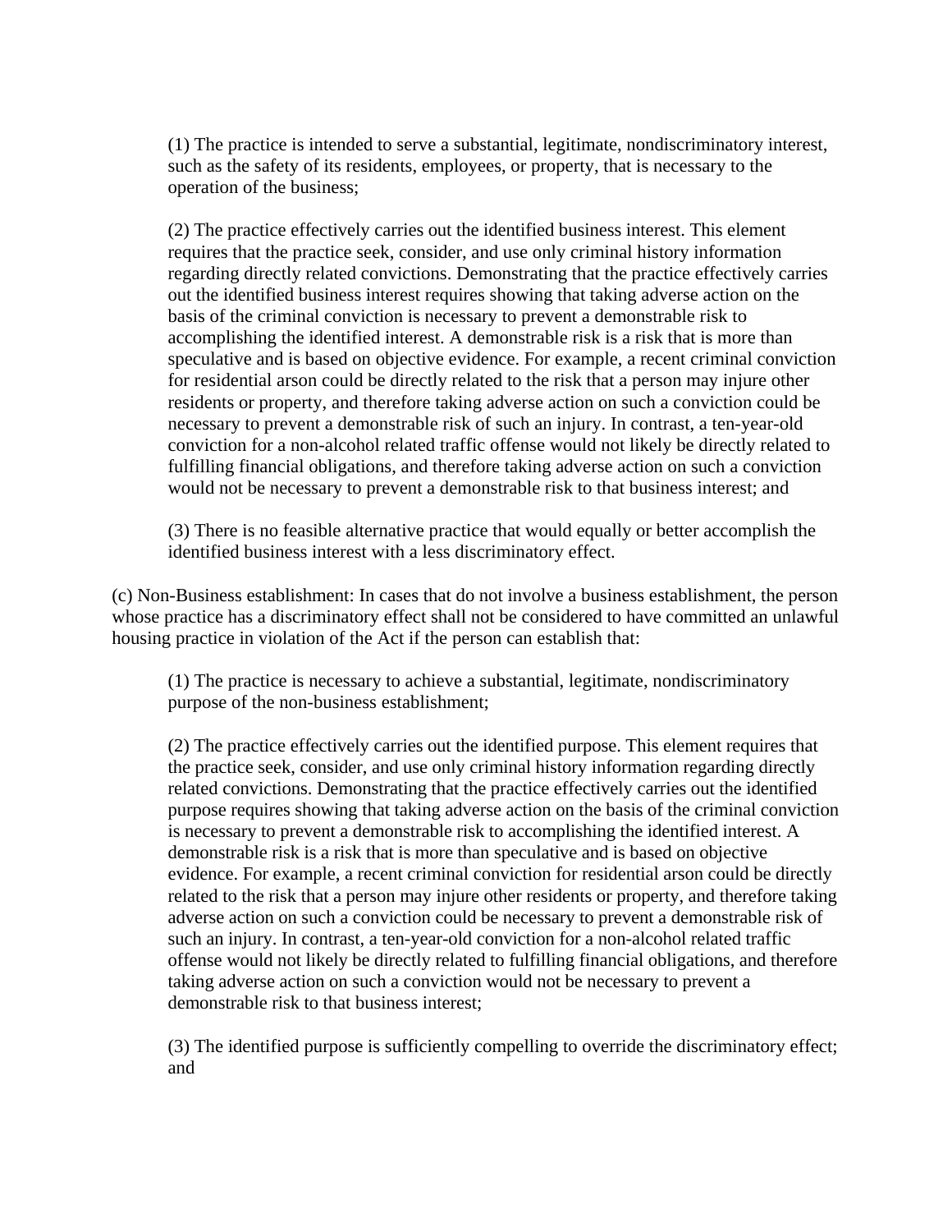(1) The practice is intended to serve a substantial, legitimate, nondiscriminatory interest, such as the safety of its residents, employees, or property, that is necessary to the operation of the business;

(2) The practice effectively carries out the identified business interest. This element requires that the practice seek, consider, and use only criminal history information regarding directly related convictions. Demonstrating that the practice effectively carries out the identified business interest requires showing that taking adverse action on the basis of the criminal conviction is necessary to prevent a demonstrable risk to accomplishing the identified interest. A demonstrable risk is a risk that is more than speculative and is based on objective evidence. For example, a recent criminal conviction for residential arson could be directly related to the risk that a person may injure other residents or property, and therefore taking adverse action on such a conviction could be necessary to prevent a demonstrable risk of such an injury. In contrast, a ten-year-old conviction for a non-alcohol related traffic offense would not likely be directly related to fulfilling financial obligations, and therefore taking adverse action on such a conviction would not be necessary to prevent a demonstrable risk to that business interest; and

(3) There is no feasible alternative practice that would equally or better accomplish the identified business interest with a less discriminatory effect.

(c) Non-Business establishment: In cases that do not involve a business establishment, the person whose practice has a discriminatory effect shall not be considered to have committed an unlawful housing practice in violation of the Act if the person can establish that:

(1) The practice is necessary to achieve a substantial, legitimate, nondiscriminatory purpose of the non-business establishment;

(2) The practice effectively carries out the identified purpose. This element requires that the practice seek, consider, and use only criminal history information regarding directly related convictions. Demonstrating that the practice effectively carries out the identified purpose requires showing that taking adverse action on the basis of the criminal conviction is necessary to prevent a demonstrable risk to accomplishing the identified interest. A demonstrable risk is a risk that is more than speculative and is based on objective evidence. For example, a recent criminal conviction for residential arson could be directly related to the risk that a person may injure other residents or property, and therefore taking adverse action on such a conviction could be necessary to prevent a demonstrable risk of such an injury. In contrast, a ten-year-old conviction for a non-alcohol related traffic offense would not likely be directly related to fulfilling financial obligations, and therefore taking adverse action on such a conviction would not be necessary to prevent a demonstrable risk to that business interest;

(3) The identified purpose is sufficiently compelling to override the discriminatory effect; and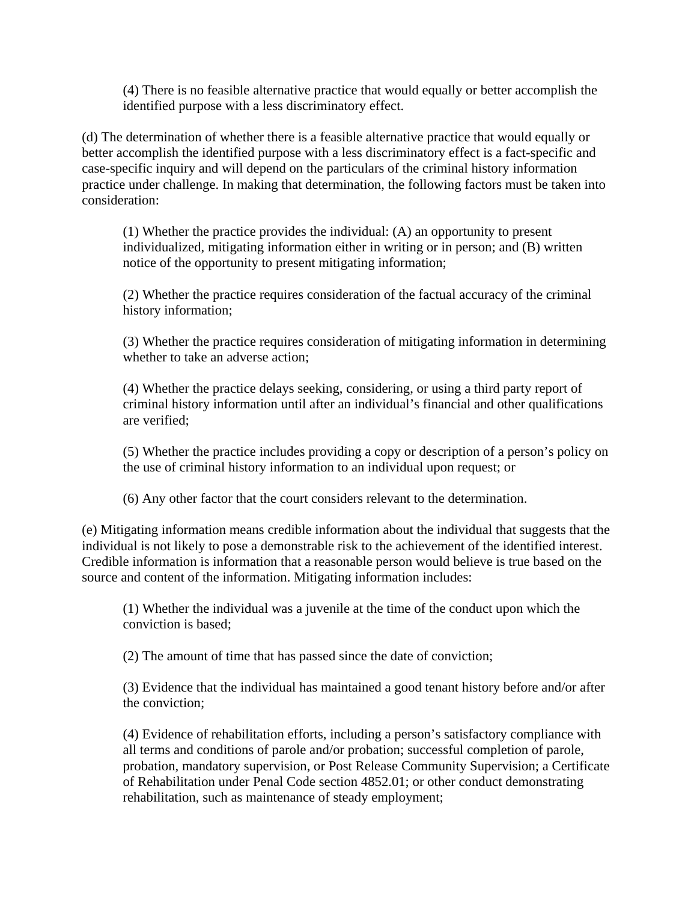(4) There is no feasible alternative practice that would equally or better accomplish the identified purpose with a less discriminatory effect.

(d) The determination of whether there is a feasible alternative practice that would equally or better accomplish the identified purpose with a less discriminatory effect is a fact-specific and case-specific inquiry and will depend on the particulars of the criminal history information practice under challenge. In making that determination, the following factors must be taken into consideration:

(1) Whether the practice provides the individual: (A) an opportunity to present individualized, mitigating information either in writing or in person; and (B) written notice of the opportunity to present mitigating information;

(2) Whether the practice requires consideration of the factual accuracy of the criminal history information;

(3) Whether the practice requires consideration of mitigating information in determining whether to take an adverse action;

(4) Whether the practice delays seeking, considering, or using a third party report of criminal history information until after an individual's financial and other qualifications are verified;

(5) Whether the practice includes providing a copy or description of a person's policy on the use of criminal history information to an individual upon request; or

(6) Any other factor that the court considers relevant to the determination.

(e) Mitigating information means credible information about the individual that suggests that the individual is not likely to pose a demonstrable risk to the achievement of the identified interest. Credible information is information that a reasonable person would believe is true based on the source and content of the information. Mitigating information includes:

(1) Whether the individual was a juvenile at the time of the conduct upon which the conviction is based;

(2) The amount of time that has passed since the date of conviction;

(3) Evidence that the individual has maintained a good tenant history before and/or after the conviction;

(4) Evidence of rehabilitation efforts, including a person's satisfactory compliance with all terms and conditions of parole and/or probation; successful completion of parole, probation, mandatory supervision, or Post Release Community Supervision; a Certificate of Rehabilitation under Penal Code section 4852.01; or other conduct demonstrating rehabilitation, such as maintenance of steady employment;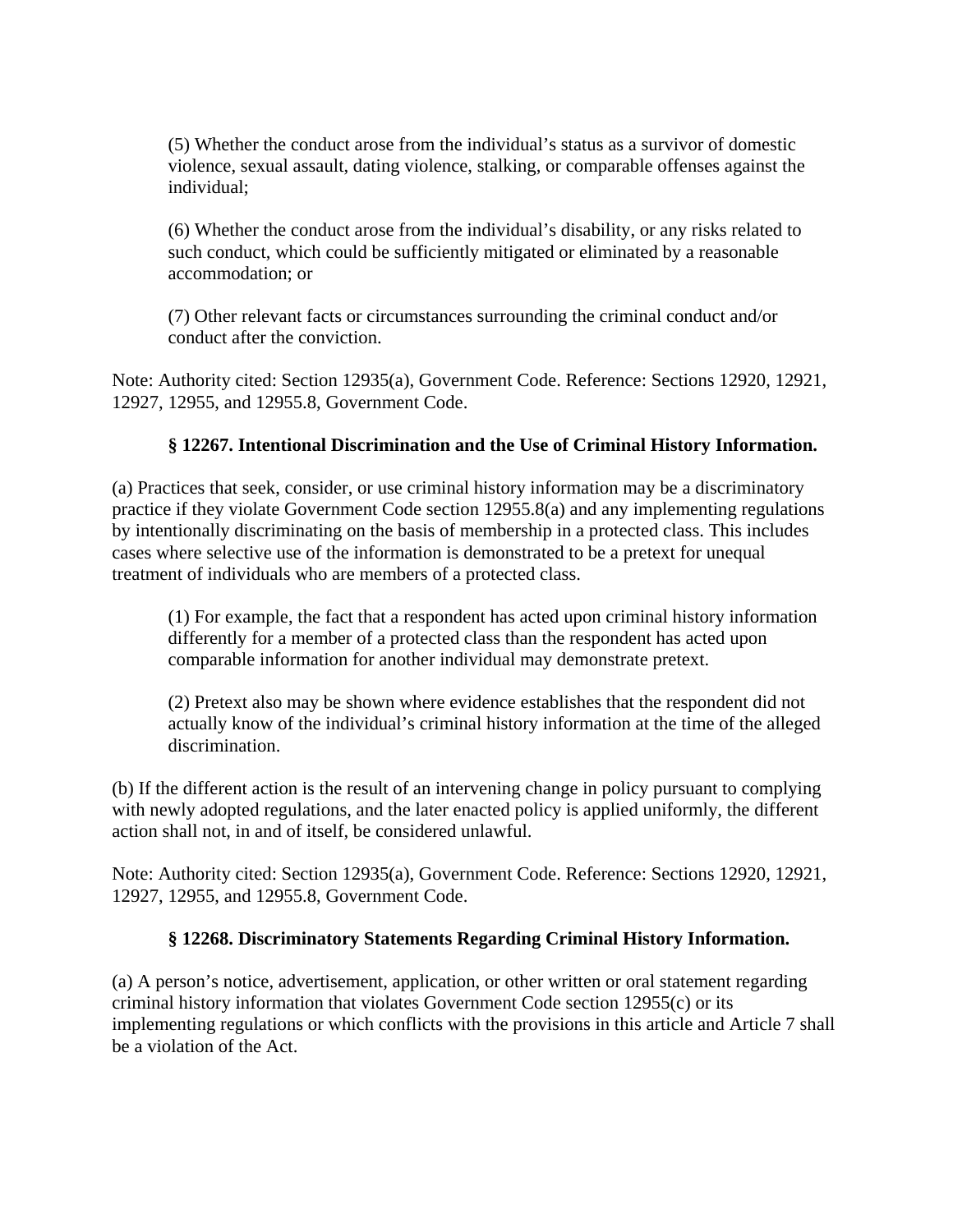(5) Whether the conduct arose from the individual's status as a survivor of domestic violence, sexual assault, dating violence, stalking, or comparable offenses against the individual;

(6) Whether the conduct arose from the individual's disability, or any risks related to such conduct, which could be sufficiently mitigated or eliminated by a reasonable accommodation; or

(7) Other relevant facts or circumstances surrounding the criminal conduct and/or conduct after the conviction.

Note: Authority cited: Section 12935(a), Government Code. Reference: Sections 12920, 12921, 12927, 12955, and 12955.8, Government Code.

### § 12267. Intentional Discrimination and the Use of Criminal History Information.

(a) Practices that seek, consider, or use criminal history information may be a discriminatory practice if they violate Government Code section 12955.8(a) and any implementing regulations by intentionally discriminating on the basis of membership in a protected class. This includes cases where selective use of the information is demonstrated to be a pretext for unequal treatment of individuals who are members of a protected class.

(1) For example, the fact that a respondent has acted upon criminal history information differently for a member of a protected class than the respondent has acted upon comparable information for another individual may demonstrate pretext.

(2) Pretext also may be shown where evidence establishes that the respondent did not actually know of the individual's criminal history information at the time of the alleged discrimination.

(b) If the different action is the result of an intervening change in policy pursuant to complying with newly adopted regulations, and the later enacted policy is applied uniformly, the different action shall not, in and of itself, be considered unlawful.

Note: Authority cited: Section 12935(a), Government Code. Reference: Sections 12920, 12921, 12927, 12955, and 12955.8, Government Code.

### § 12268. Discriminatory Statements Regarding Criminal History Information.

(a) A person's notice, advertisement, application, or other written or oral statement regarding criminal history information that violates Government Code section 12955(c) or its implementing regulations or which conflicts with the provisions in this article and Article 7 shall be a violation of the Act.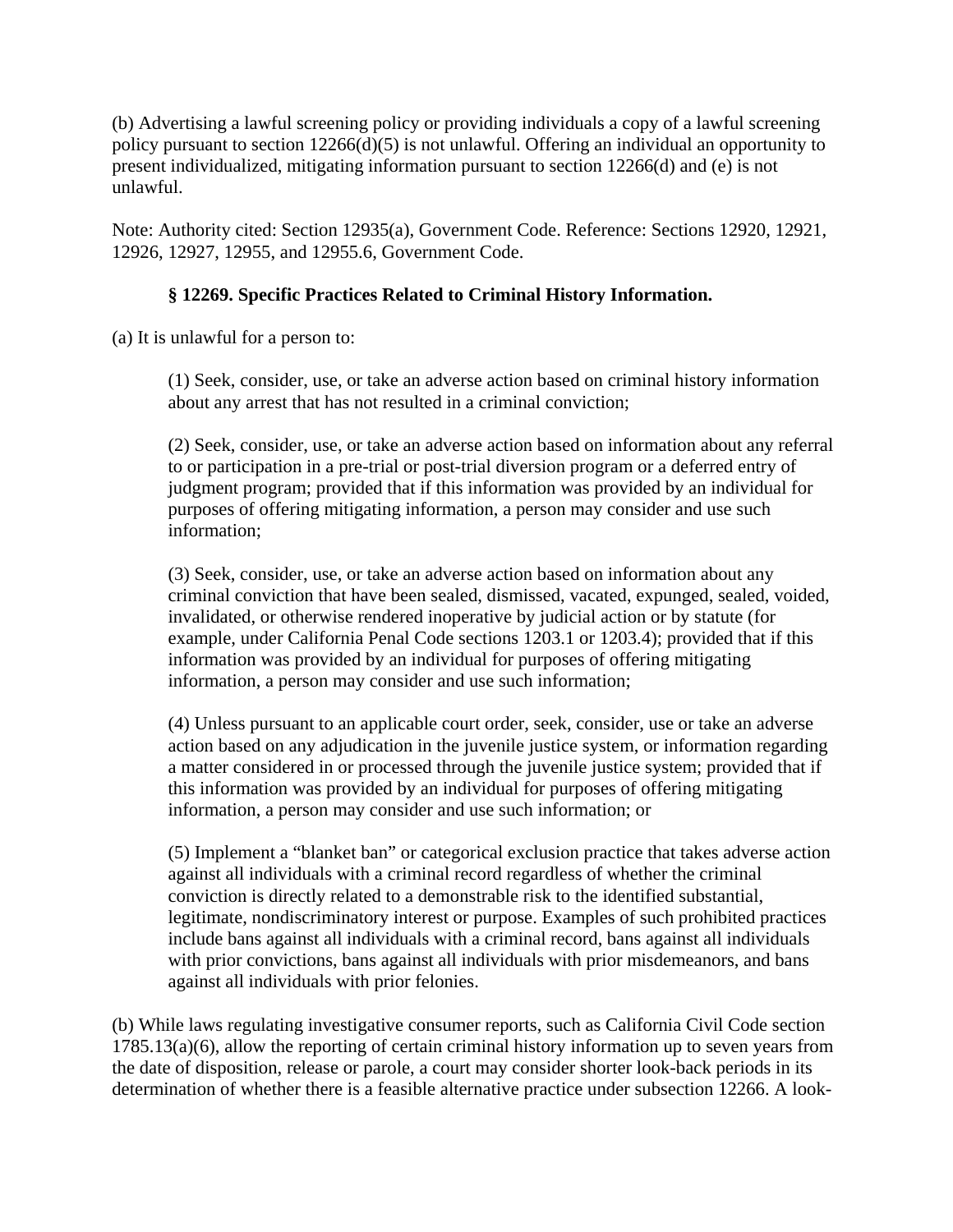(b) Advertising a lawful screening policy or providing individuals a copy of a lawful screening policy pursuant to section 12266(d)(5) is not unlawful. Offering an individual an opportunity to present individualized, mitigating information pursuant to section 12266(d) and (e) is not unlawful.

Note: Authority cited: Section 12935(a), Government Code. Reference: Sections 12920, 12921, 12926, 12927, 12955, and 12955.6, Government Code.

### § 12269. Specific Practices Related to Criminal History Information.

(a) It is unlawful for a person to:

(1) Seek, consider, use, or take an adverse action based on criminal history information about any arrest that has not resulted in a criminal conviction;

(2) Seek, consider, use, or take an adverse action based on information about any referral to or participation in a pre-trial or post-trial diversion program or a deferred entry of judgment program; provided that if this information was provided by an individual for purposes of offering mitigating information, a person may consider and use such information;

(3) Seek, consider, use, or take an adverse action based on information about any criminal conviction that have been sealed, dismissed, vacated, expunged, sealed, voided, invalidated, or otherwise rendered inoperative by judicial action or by statute (for example, under California Penal Code sections 1203.1 or 1203.4); provided that if this information was provided by an individual for purposes of offering mitigating information, a person may consider and use such information;

(4) Unless pursuant to an applicable court order, seek, consider, use or take an adverse action based on any adjudication in the juvenile justice system, or information regarding a matter considered in or processed through the juvenile justice system; provided that if this information was provided by an individual for purposes of offering mitigating information, a person may consider and use such information; or

(5) Implement a "blanket ban" or categorical exclusion practice that takes adverse action against all individuals with a criminal record regardless of whether the criminal conviction is directly related to a demonstrable risk to the identified substantial, legitimate, nondiscriminatory interest or purpose. Examples of such prohibited practices include bans against all individuals with a criminal record, bans against all individuals with prior convictions, bans against all individuals with prior misdemeanors, and bans against all individuals with prior felonies.

(b) While laws regulating investigative consumer reports, such as California Civil Code section 1785.13(a)(6), allow the reporting of certain criminal history information up to seven years from the date of disposition, release or parole, a court may consider shorter look-back periods in its determination of whether there is a feasible alternative practice under subsection 12266. A look-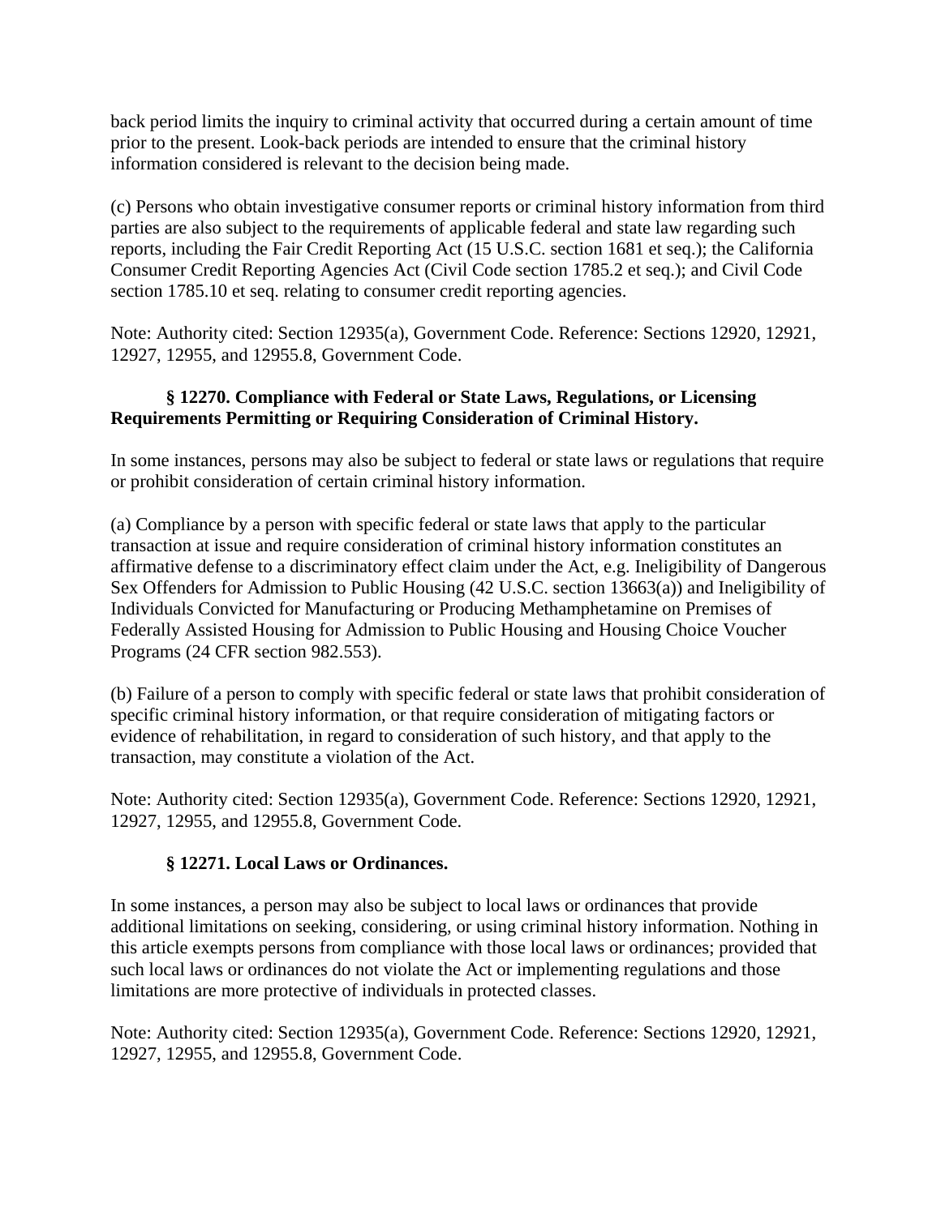back period limits the inquiry to criminal activity that occurred during a certain amount of time prior to the present. Look-back periods are intended to ensure that the criminal history information considered is relevant to the decision being made.

(c) Persons who obtain investigative consumer reports or criminal history information from third parties are also subject to the requirements of applicable federal and state law regarding such reports, including the Fair Credit Reporting Act (15 U.S.C. section 1681 et seq.); the California Consumer Credit Reporting Agencies Act (Civil Code section 1785.2 et seq.); and Civil Code section 1785.10 et seq. relating to consumer credit reporting agencies.

Note: Authority cited: Section 12935(a), Government Code. Reference: Sections 12920, 12921, 12927, 12955, and 12955.8, Government Code.

**§ 12270. Compliance with Federal or State Laws, Regulations, or Licensing Requirements Permitting or Requiring Consideration of Criminal History.**

In some instances, persons may also be subject to federal or state laws or regulations that require or prohibit consideration of certain criminal history information.

(a) Compliance by a person with specific federal or state laws that apply to the particular transaction at issue and require consideration of criminal history information constitutes an affirmative defense to a discriminatory effect claim under the Act, e.g. Ineligibility of Dangerous Sex Offenders for Admission to Public Housing (42 U.S.C. section 13663(a)) and Ineligibility of Individuals Convicted for Manufacturing or Producing Methamphetamine on Premises of Federally Assisted Housing for Admission to Public Housing and Housing Choice Voucher Programs (24 CFR section 982.553).

(b) Failure of a person to comply with specific federal or state laws that prohibit consideration of specific criminal history information, or that require consideration of mitigating factors or evidence of rehabilitation, in regard to consideration of such history, and that apply to the transaction, may constitute a violation of the Act.

Note: Authority cited: Section 12935(a), Government Code. Reference: Sections 12920, 12921, 12927, 12955, and 12955.8, Government Code.

**§ 12271. Local Laws or Ordinances.**

In some instances, a person may also be subject to local laws or ordinances that provide additional limitations on seeking, considering, or using criminal history information. Nothing in this article exempts persons from compliance with those local laws or ordinances; provided that such local laws or ordinances do not violate the Act or implementing regulations and those limitations are more protective of individuals in protected classes.

Note: Authority cited: Section 12935(a), Government Code. Reference: Sections 12920, 12921, 12927, 12955, and 12955.8, Government Code.